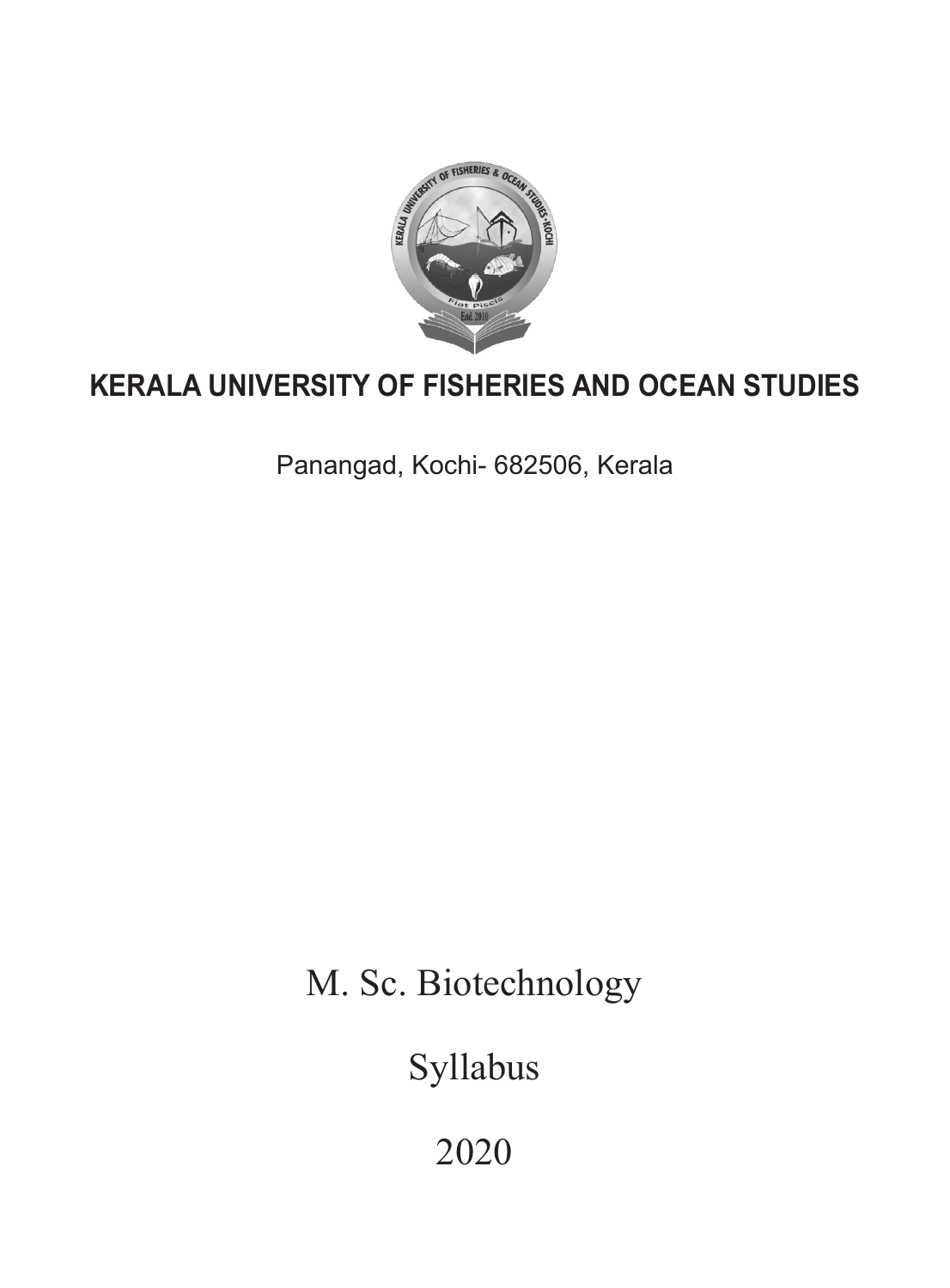# KERALA UNIVERSITY OF FISHERIES AND OCEAN STUDIES

Panangad, Kochi- 682506, Kerala

M. Sc. Biotechnology

Syllabus

2020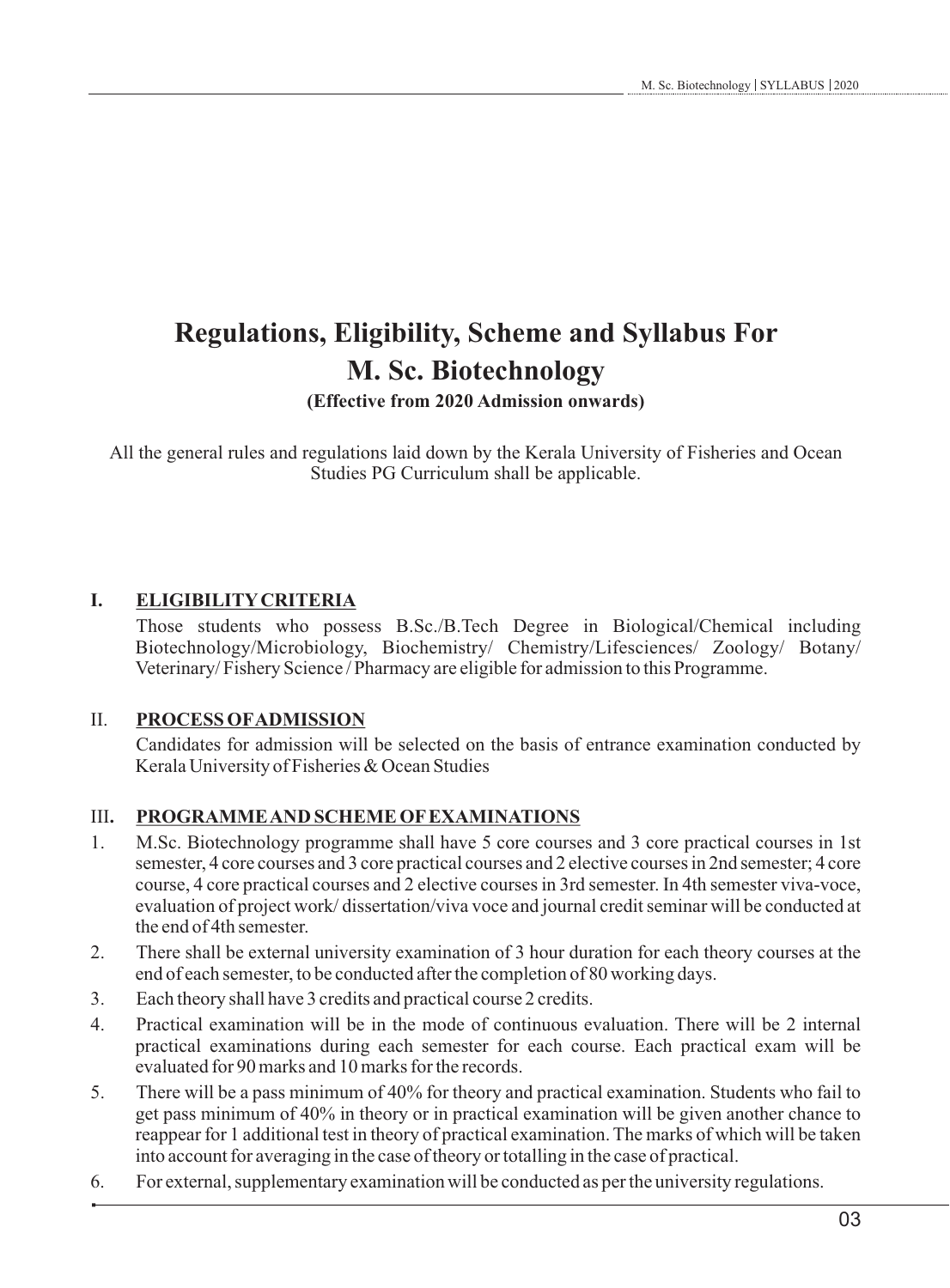# Regulations, Eligibility, Scheme and Syllabus For M. Sc. Biotechnology

**(Effective from 2020 Admission onwards)**

All the general rules and regulations laid down by the Kerala University of Fisheries and Ocean Studies PG Curriculum shall be applicable.

## I. ELIGIBILITY CRITERIA

Those students who possess B.Sc./B.Tech Degree in Biological/Chemical including Biotechnology/Microbiology, Biochemistry/ Chemistry/Lifesciences/ Zoology/ Botany/ Veterinary/ Fishery Science / Pharmacy are eligible for admission to this Programme.

## II. PROCESS OF ADMISSION

Candidates for admission will be selected on the basis of entrance examination conducted by Kerala University of Fisheries & Ocean Studies

## III. PROGRAMME AND SCHEME OF EXAMINATIONS

1. M.Sc. Biotechnology programme shall have 5 core courses and 3 core practical courses in 1st semester, 4 core courses and 3 core practical courses and 2 elective courses in 2nd semester; 4 core course, 4 core practical courses and 2 elective courses in 3rd semester. In 4th semester viva-voce, evaluation of project work/ dissertation/viva voce and journal credit seminar will be conducted at the end of 4th semester.
2. There shall be external university examination of 3 hour duration for each theory courses at the end of each semester, to be conducted after the completion of 80 working days.
3. Each theory shall have 3 credits and practical course 2 credits.
4. Practical examination will be in the mode of continuous evaluation. There will be 2 internal practical examinations during each semester for each course. Each practical exam will be evaluated for 90 marks and 10 marks for the records.
5. There will be a pass minimum of 40% for theory and practical examination. Students who fail to get pass minimum of 40% in theory or in practical examination will be given another chance to reappear for 1 additional test in theory of practical examination. The marks of which will be taken into account for averaging in the case of theory or totalling in the case of practical.
6. For external, supplementary examination will be conducted as per the university regulations.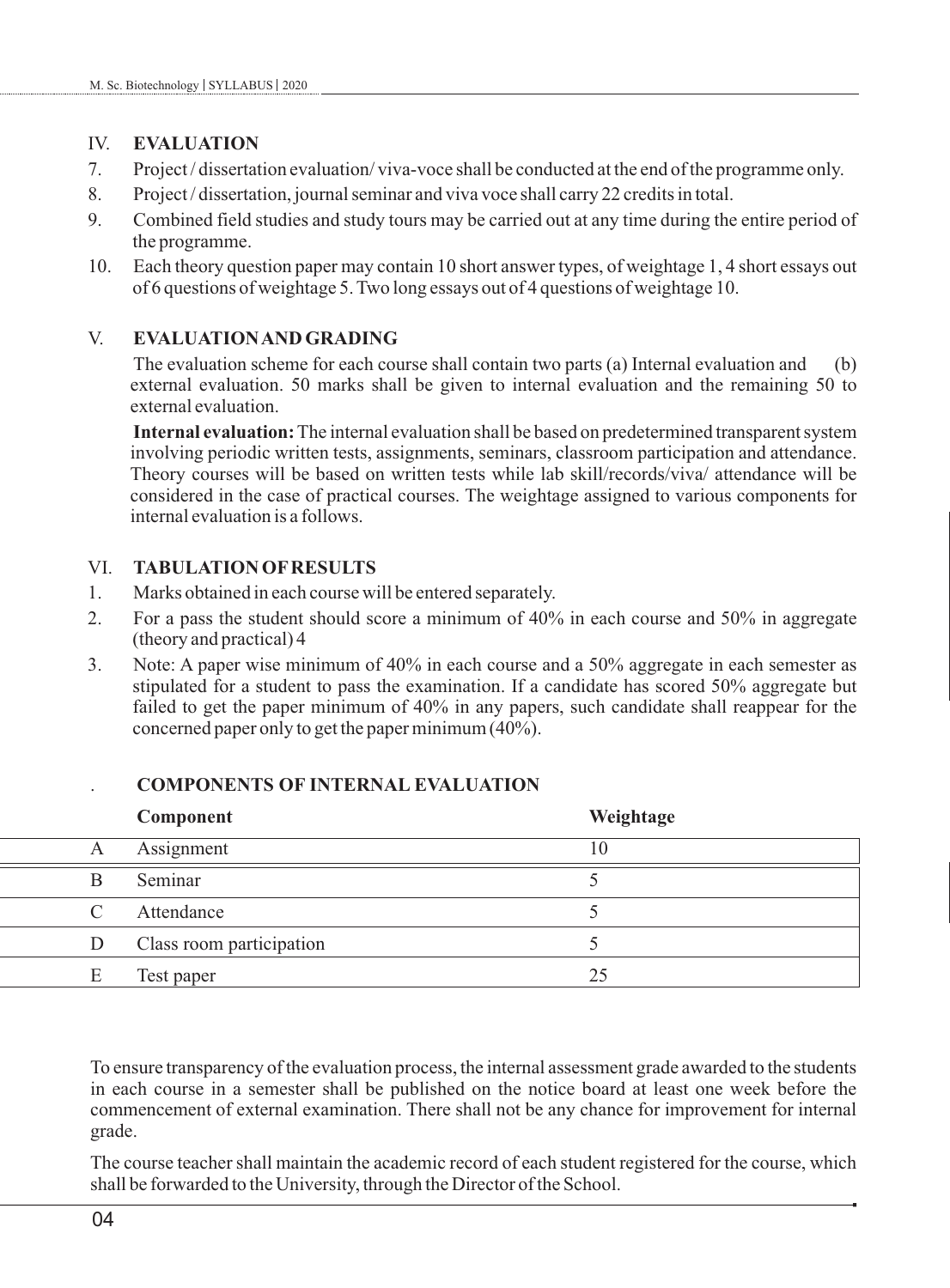## IV. EVALUATION

7. Project / dissertation evaluation/ viva-voce shall be conducted at the end of the programme only.
8. Project / dissertation, journal seminar and viva voce shall carry 22 credits in total.
9. Combined field studies and study tours may be carried out at any time during the entire period of the programme.
10. Each theory question paper may contain 10 short answer types, of weightage 1, 4 short essays out of 6 questions of weightage 5. Two long essays out of 4 questions of weightage 10.

## V. EVALUATION AND GRADING

The evaluation scheme for each course shall contain two parts (a) Internal evaluation and (b) external evaluation. 50 marks shall be given to internal evaluation and the remaining 50 to external evaluation.

**Internal evaluation:** The internal evaluation shall be based on predetermined transparent system involving periodic written tests, assignments, seminars, classroom participation and attendance. Theory courses will be based on written tests while lab skill/records/viva/ attendance will be considered in the case of practical courses. The weightage assigned to various components for internal evaluation is a follows.

## VI. TABULATION OF RESULTS

1. Marks obtained in each course will be entered separately.
2. For a pass the student should score a minimum of 40% in each course and 50% in aggregate (theory and practical) 4
3. Note: A paper wise minimum of 40% in each course and a 50% aggregate in each semester as stipulated for a student to pass the examination. If a candidate has scored 50% aggregate but failed to get the paper minimum of 40% in any papers, such candidate shall reappear for the concerned paper only to get the paper minimum (40%).

## . COMPONENTS OF INTERNAL EVALUATION

| | Component | Weightage |
|---|---|---|
| A | Assignment | 10 |
| B | Seminar | 5 |
| C | Attendance | 5 |
| D | Class room participation | 5 |
| E | Test paper | 25 |

To ensure transparency of the evaluation process, the internal assessment grade awarded to the students in each course in a semester shall be published on the notice board at least one week before the commencement of external examination. There shall not be any chance for improvement for internal grade.

The course teacher shall maintain the academic record of each student registered for the course, which shall be forwarded to the University, through the Director of the School.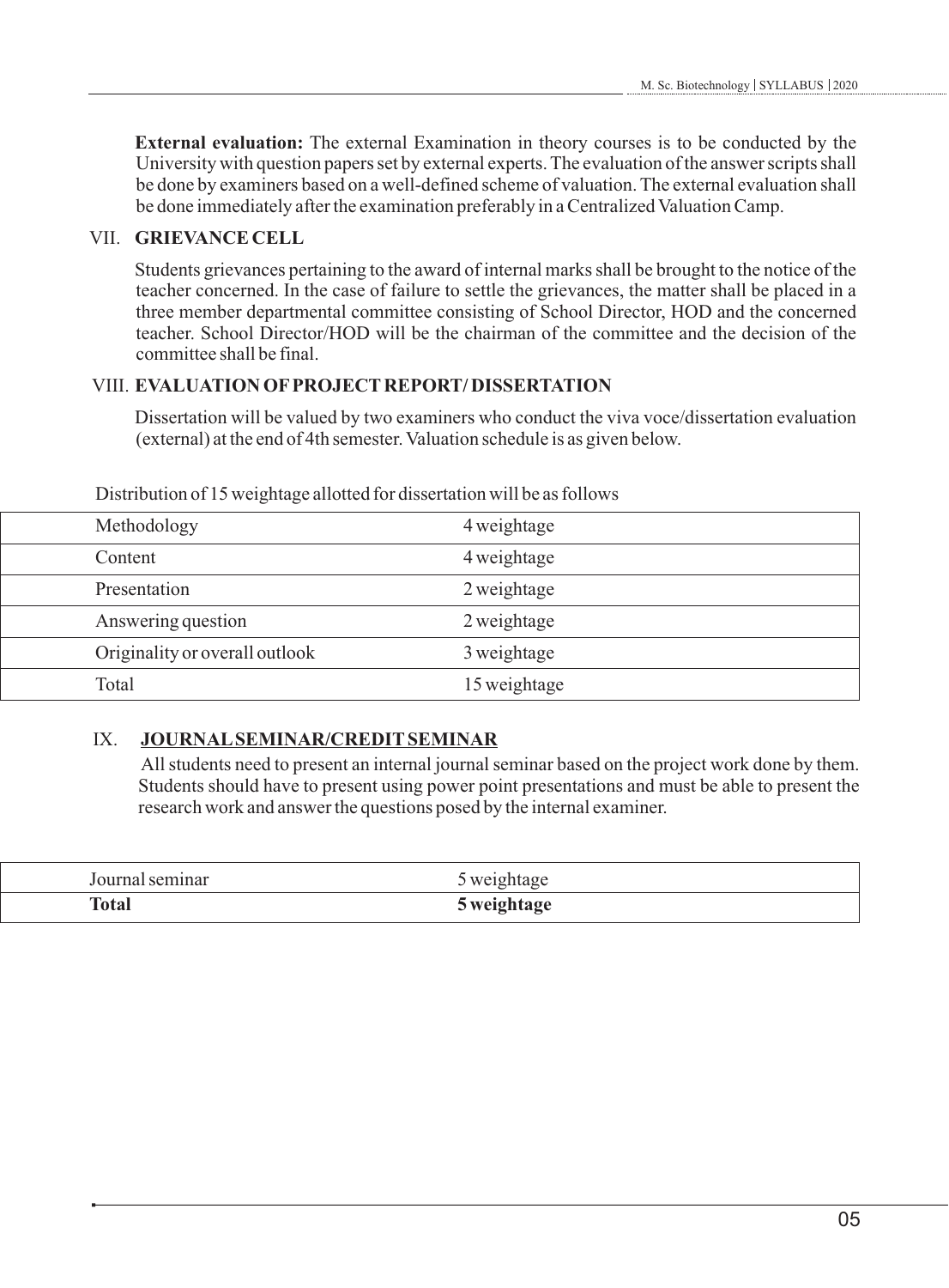**External evaluation:** The external Examination in theory courses is to be conducted by the University with question papers set by external experts. The evaluation of the answer scripts shall be done by examiners based on a well-defined scheme of valuation. The external evaluation shall be done immediately after the examination preferably in a Centralized Valuation Camp.

## VII. GRIEVANCE CELL

Students grievances pertaining to the award of internal marks shall be brought to the notice of the teacher concerned. In the case of failure to settle the grievances, the matter shall be placed in a three member departmental committee consisting of School Director, HOD and the concerned teacher. School Director/HOD will be the chairman of the committee and the decision of the committee shall be final.

## VIII. EVALUATION OF PROJECT REPORT/ DISSERTATION

Dissertation will be valued by two examiners who conduct the viva voce/dissertation evaluation (external) at the end of 4th semester. Valuation schedule is as given below.

Distribution of 15 weightage allotted for dissertation will be as follows

| | |
|---|---|
| Methodology | 4 weightage |
| Content | 4 weightage |
| Presentation | 2 weightage |
| Answering question | 2 weightage |
| Originality or overall outlook | 3 weightage |
| Total | 15 weightage |

## IX. JOURNAL SEMINAR/CREDIT SEMINAR

All students need to present an internal journal seminar based on the project work done by them. Students should have to present using power point presentations and must be able to present the research work and answer the questions posed by the internal examiner.

| | |
|---|---|
| Journal seminar | 5 weightage |
| **Total** | **5 weightage** |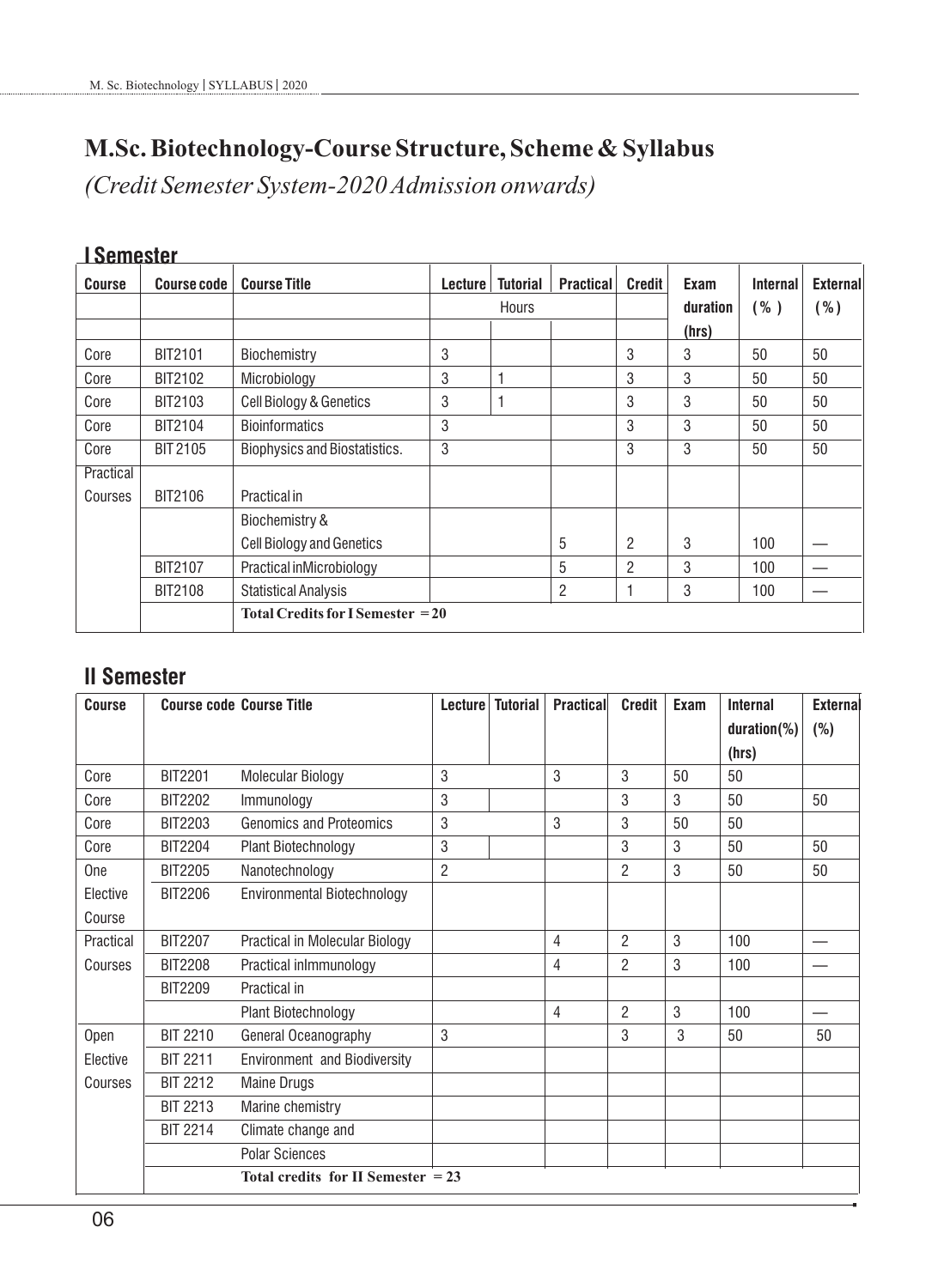# M.Sc. Biotechnology-Course Structure, Scheme & Syllabus

*(Credit Semester System-2020 Admission onwards)*

## I Semester

| Course | Course code | Course Title | Lecture | Tutorial | Practical | Credit | Exam duration (hrs) | Internal (%) | External (%) |
|---|---|---|---|---|---|---|---|---|---|
| | | | Hours | | | | | | |
| Core | BIT2101 | Biochemistry | 3 | | | 3 | 3 | 50 | 50 |
| Core | BIT2102 | Microbiology | 3 | 1 | | 3 | 3 | 50 | 50 |
| Core | BIT2103 | Cell Biology & Genetics | 3 | 1 | | 3 | 3 | 50 | 50 |
| Core | BIT2104 | Bioinformatics | 3 | | | 3 | 3 | 50 | 50 |
| Core | BIT 2105 | Biophysics and Biostatistics. | 3 | | | 3 | 3 | 50 | 50 |
| Practical Courses | BIT2106 | Practical in Biochemistry & Cell Biology and Genetics | | | 5 | 2 | 3 | 100 | — |
| | BIT2107 | Practical inMicrobiology | | | 5 | 2 | 3 | 100 | — |
| | BIT2108 | Statistical Analysis | | | 2 | 1 | 3 | 100 | — |
| | | **Total Credits for I Semester = 20** | | | | | | | |

## II Semester

| Course | Course code | Course Title | Lecture | Tutorial | Practical | Credit | Exam | Internal duration(%) (hrs) | External (%) |
|---|---|---|---|---|---|---|---|---|---|
| Core | BIT2201 | Molecular Biology | 3 | | 3 | 3 | 50 | 50 | |
| Core | BIT2202 | Immunology | 3 | | | 3 | 3 | 50 | 50 |
| Core | BIT2203 | Genomics and Proteomics | 3 | | 3 | 3 | 50 | 50 | |
| Core | BIT2204 | Plant Biotechnology | 3 | | | 3 | 3 | 50 | 50 |
| One Elective Course | BIT2205 | Nanotechnology | 2 | | | 2 | 3 | 50 | 50 |
| | BIT2206 | Environmental Biotechnology | | | | | | | |
| Practical Courses | BIT2207 | Practical in Molecular Biology | | | 4 | 2 | 3 | 100 | — |
| | BIT2208 | Practical inImmunology | | | 4 | 2 | 3 | 100 | — |
| | BIT2209 | Practical in Plant Biotechnology | | | 4 | 2 | 3 | 100 | — |
| Open Elective Courses | BIT 2210 | General Oceanography | 3 | | | 3 | 3 | 50 | 50 |
| | BIT 2211 | Environment and Biodiversity | | | | | | | |
| | BIT 2212 | Maine Drugs | | | | | | | |
| | BIT 2213 | Marine chemistry | | | | | | | |
| | BIT 2214 | Climate change and Polar Sciences | | | | | | | |
| | | **Total credits for II Semester = 23** | | | | | | | |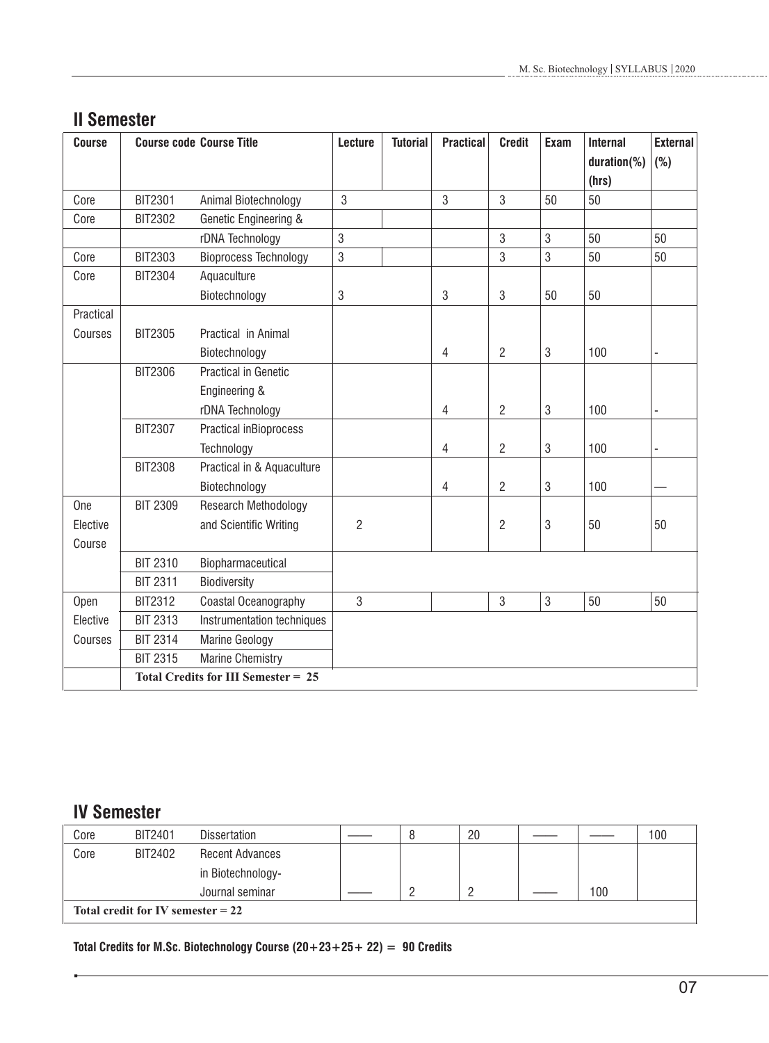## II Semester

| Course | Course code | Course Title | Lecture | Tutorial | Practical | Credit | Exam | Internal duration(%) (hrs) | External (%) |
|---|---|---|---|---|---|---|---|---|---|
| Core | BIT2301 | Animal Biotechnology | 3 | | 3 | 3 | 50 | 50 | |
| Core | BIT2302 | Genetic Engineering & rDNA Technology | 3 | | | 3 | 3 | 50 | 50 |
| Core | BIT2303 | Bioprocess Technology | 3 | | | 3 | 3 | 50 | 50 |
| Core | BIT2304 | Aquaculture Biotechnology | 3 | | 3 | 3 | 50 | 50 | |
| Practical Courses | BIT2305 | Practical in Animal Biotechnology | | | 4 | 2 | 3 | 100 | - |
| | BIT2306 | Practical in Genetic Engineering & rDNA Technology | | | 4 | 2 | 3 | 100 | - |
| | BIT2307 | Practical inBioprocess Technology | | | 4 | 2 | 3 | 100 | - |
| | BIT2308 | Practical in & Aquaculture Biotechnology | | | 4 | 2 | 3 | 100 | — |
| One Elective Course | BIT 2309 | Research Methodology and Scientific Writing | 2 | | | 2 | 3 | 50 | 50 |
| | BIT 2310 | Biopharmaceutical | | | | | | | |
| | BIT 2311 | Biodiversity | | | | | | | |
| Open Elective Courses | BIT2312 | Coastal Oceanography | 3 | | | 3 | 3 | 50 | 50 |
| | BIT 2313 | Instrumentation techniques | | | | | | | |
| | BIT 2314 | Marine Geology | | | | | | | |
| | BIT 2315 | Marine Chemistry | | | | | | | |
| | **Total Credits for III Semester = 25** | | | | | | | | |

## IV Semester

| Course | Course code | Course Title | Lecture | Tutorial | Practical | Credit | Exam | Internal | External |
|---|---|---|---|---|---|---|---|---|---|
| Core | BIT2401 | Dissertation | —— | 8 | 20 | —— | —— | | 100 |
| Core | BIT2402 | Recent Advances in Biotechnology- Journal seminar | —— | 2 | 2 | —— | | 100 | |
| **Total credit for IV semester = 22** | | | | | | | | | |

**Total Credits for M.Sc. Biotechnology Course (20+23+25+ 22) = 90 Credits**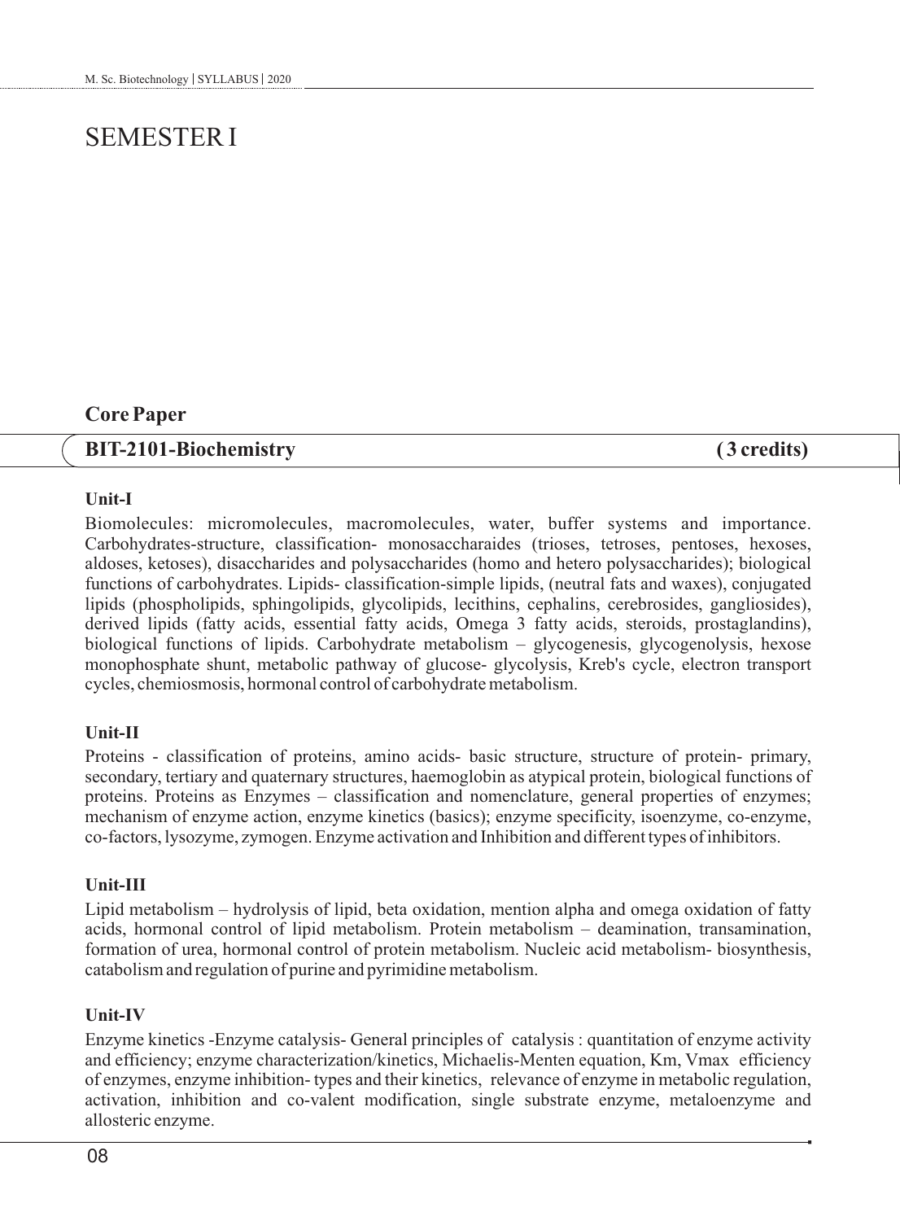# SEMESTER I

## Core Paper

## BIT-2101-Biochemistry ( 3 credits)

### Unit-I

Biomolecules: micromolecules, macromolecules, water, buffer systems and importance. Carbohydrates-structure, classification- monosaccharaides (trioses, tetroses, pentoses, hexoses, aldoses, ketoses), disaccharides and polysaccharides (homo and hetero polysaccharides); biological functions of carbohydrates. Lipids- classification-simple lipids, (neutral fats and waxes), conjugated lipids (phospholipids, sphingolipids, glycolipids, lecithins, cephalins, cerebrosides, gangliosides), derived lipids (fatty acids, essential fatty acids, Omega 3 fatty acids, steroids, prostaglandins), biological functions of lipids. Carbohydrate metabolism – glycogenesis, glycogenolysis, hexose monophosphate shunt, metabolic pathway of glucose- glycolysis, Kreb's cycle, electron transport cycles, chemiosmosis, hormonal control of carbohydrate metabolism.

### Unit-II

Proteins - classification of proteins, amino acids- basic structure, structure of protein- primary, secondary, tertiary and quaternary structures, haemoglobin as atypical protein, biological functions of proteins. Proteins as Enzymes – classification and nomenclature, general properties of enzymes; mechanism of enzyme action, enzyme kinetics (basics); enzyme specificity, isoenzyme, co-enzyme, co-factors, lysozyme, zymogen. Enzyme activation and Inhibition and different types of inhibitors.

### Unit-III

Lipid metabolism – hydrolysis of lipid, beta oxidation, mention alpha and omega oxidation of fatty acids, hormonal control of lipid metabolism. Protein metabolism – deamination, transamination, formation of urea, hormonal control of protein metabolism. Nucleic acid metabolism- biosynthesis, catabolism and regulation of purine and pyrimidine metabolism.

### Unit-IV

Enzyme kinetics -Enzyme catalysis- General principles of catalysis : quantitation of enzyme activity and efficiency; enzyme characterization/kinetics, Michaelis-Menten equation, Km, Vmax efficiency of enzymes, enzyme inhibition- types and their kinetics, relevance of enzyme in metabolic regulation, activation, inhibition and co-valent modification, single substrate enzyme, metaloenzyme and allosteric enzyme.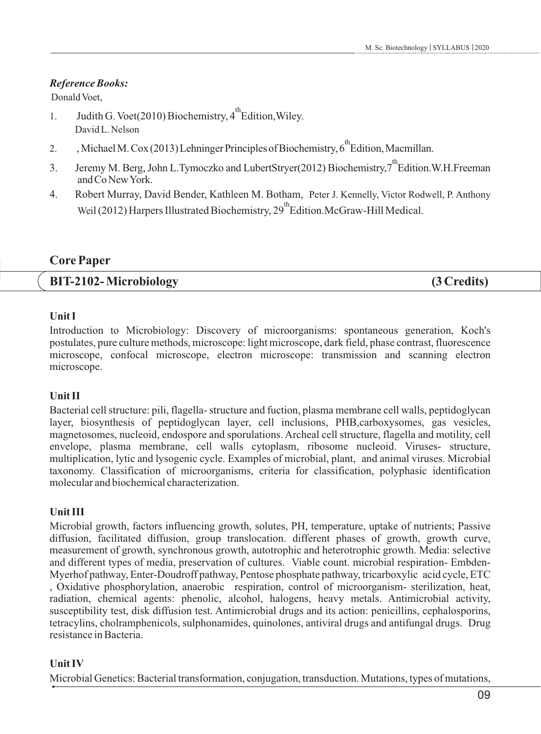*Reference Books:*

Donald Voet,

1. Judith G. Voet(2010) Biochemistry, 4th Edition, Wiley.
   David L. Nelson
2. , Michael M. Cox (2013) Lehninger Principles of Biochemistry, 6th Edition, Macmillan.
3. Jeremy M. Berg, John L.Tymoczko and LubertStryer(2012) Biochemistry,7th Edition.W.H.Freeman and Co New York.
4. Robert Murray, David Bender, Kathleen M. Botham, Peter J. Kennelly, Victor Rodwell, P. Anthony Weil (2012) Harpers Illustrated Biochemistry, 29th Edition.McGraw-Hill Medical.

## Core Paper

## BIT-2102- Microbiology (3 Credits)

### Unit I

Introduction to Microbiology: Discovery of microorganisms: spontaneous generation, Koch's postulates, pure culture methods, microscope: light microscope, dark field, phase contrast, fluorescence microscope, confocal microscope, electron microscope: transmission and scanning electron microscope.

### Unit II

Bacterial cell structure: pili, flagella- structure and fuction, plasma membrane cell walls, peptidoglycan layer, biosynthesis of peptidoglycan layer, cell inclusions, PHB,carboxysomes, gas vesicles, magnetosomes, nucleoid, endospore and sporulations. Archeal cell structure, flagella and motility, cell envelope, plasma membrane, cell walls cytoplasm, ribosome nucleoid. Viruses- structure, multiplication, lytic and lysogenic cycle. Examples of microbial, plant, and animal viruses. Microbial taxonomy. Classification of microorganisms, criteria for classification, polyphasic identification molecular and biochemical characterization.

### Unit III

Microbial growth, factors influencing growth, solutes, PH, temperature, uptake of nutrients; Passive diffusion, facilitated diffusion, group translocation. different phases of growth, growth curve, measurement of growth, synchronous growth, autotrophic and heterotrophic growth. Media: selective and different types of media, preservation of cultures. Viable count. microbial respiration- Embden-Myerhof pathway, Enter-Doudroff pathway, Pentose phosphate pathway, tricarboxylic acid cycle, ETC , Oxidative phosphorylation, anaerobic respiration, control of microorganism- sterilization, heat, radiation, chemical agents: phenolic, alcohol, halogens, heavy metals. Antimicrobial activity, susceptibility test, disk diffusion test. Antimicrobial drugs and its action: penicillins, cephalosporins, tetracylins, cholramphenicols, sulphonamides, quinolones, antiviral drugs and antifungal drugs. Drug resistance in Bacteria.

### Unit IV

Microbial Genetics: Bacterial transformation, conjugation, transduction. Mutations, types of mutations,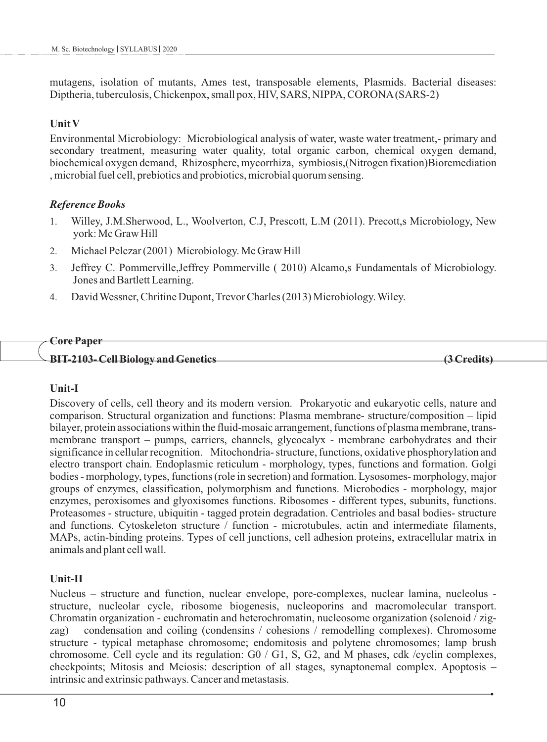mutagens, isolation of mutants, Ames test, transposable elements, Plasmids. Bacterial diseases: Diptheria, tuberculosis, Chickenpox, small pox, HIV, SARS, NIPPA, CORONA (SARS-2)

**Unit V**

Environmental Microbiology: Microbiological analysis of water, waste water treatment,- primary and secondary treatment, measuring water quality, total organic carbon, chemical oxygen demand, biochemical oxygen demand, Rhizosphere, mycorrhiza, symbiosis,(Nitrogen fixation)Bioremediation , microbial fuel cell, prebiotics and probiotics, microbial quorum sensing.

***Reference Books***

1. Willey, J.M.Sherwood, L., Woolverton, C.J, Prescott, L.M (2011). Precott,s Microbiology, New york: Mc Graw Hill
2. Michael Pelczar (2001) Microbiology. Mc Graw Hill
3. Jeffrey C. Pommerville,Jeffrey Pommerville ( 2010) Alcamo,s Fundamentals of Microbiology. Jones and Bartlett Learning.
4. David Wessner, Chritine Dupont, Trevor Charles (2013) Microbiology. Wiley.

**Core Paper**

**BIT-2103- Cell Biology and Genetics (3 Credits)**

**Unit-I**

Discovery of cells, cell theory and its modern version. Prokaryotic and eukaryotic cells, nature and comparison. Structural organization and functions: Plasma membrane- structure/composition – lipid bilayer, protein associations within the fluid-mosaic arrangement, functions of plasma membrane, trans-membrane transport – pumps, carriers, channels, glycocalyx - membrane carbohydrates and their significance in cellular recognition. Mitochondria- structure, functions, oxidative phosphorylation and electro transport chain. Endoplasmic reticulum - morphology, types, functions and formation. Golgi bodies - morphology, types, functions (role in secretion) and formation. Lysosomes- morphology, major groups of enzymes, classification, polymorphism and functions. Microbodies - morphology, major enzymes, peroxisomes and glyoxisomes functions. Ribosomes - different types, subunits, functions. Proteasomes - structure, ubiquitin - tagged protein degradation. Centrioles and basal bodies- structure and functions. Cytoskeleton structure / function - microtubules, actin and intermediate filaments, MAPs, actin-binding proteins. Types of cell junctions, cell adhesion proteins, extracellular matrix in animals and plant cell wall.

**Unit-II**

Nucleus – structure and function, nuclear envelope, pore-complexes, nuclear lamina, nucleolus - structure, nucleolar cycle, ribosome biogenesis, nucleoporins and macromolecular transport. Chromatin organization - euchromatin and heterochromatin, nucleosome organization (solenoid / zig-zag) condensation and coiling (condensins / cohesions / remodelling complexes). Chromosome structure - typical metaphase chromosome; endomitosis and polytene chromosomes; lamp brush chromosome. Cell cycle and its regulation: G0 / G1, S, G2, and M phases, cdk /cyclin complexes, checkpoints; Mitosis and Meiosis: description of all stages, synaptonemal complex. Apoptosis – intrinsic and extrinsic pathways. Cancer and metastasis.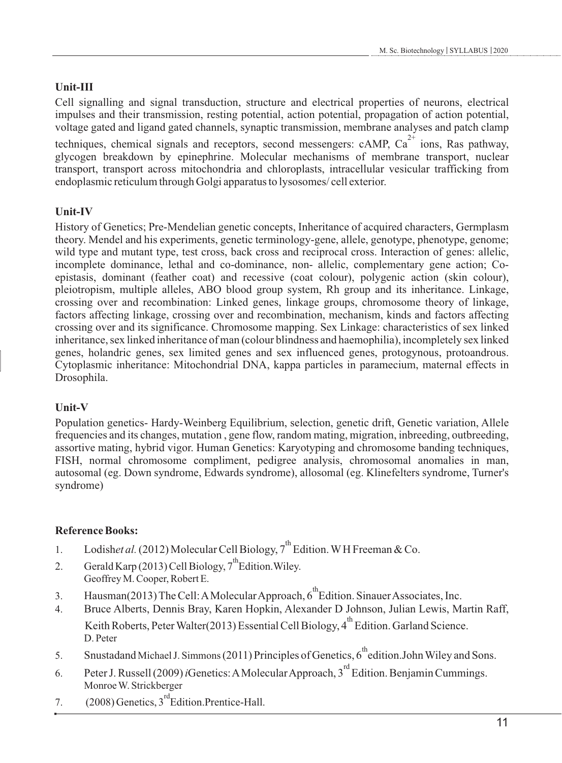## Unit-III

Cell signalling and signal transduction, structure and electrical properties of neurons, electrical impulses and their transmission, resting potential, action potential, propagation of action potential, voltage gated and ligand gated channels, synaptic transmission, membrane analyses and patch clamp techniques, chemical signals and receptors, second messengers: cAMP, $Ca^{2+}$ ions, Ras pathway, glycogen breakdown by epinephrine. Molecular mechanisms of membrane transport, nuclear transport, transport across mitochondria and chloroplasts, intracellular vesicular trafficking from endoplasmic reticulum through Golgi apparatus to lysosomes/ cell exterior.

## Unit-IV

History of Genetics; Pre-Mendelian genetic concepts, Inheritance of acquired characters, Germplasm theory. Mendel and his experiments, genetic terminology-gene, allele, genotype, phenotype, genome; wild type and mutant type, test cross, back cross and reciprocal cross. Interaction of genes: allelic, incomplete dominance, lethal and co-dominance, non- allelic, complementary gene action; Co-epistasis, dominant (feather coat) and recessive (coat colour), polygenic action (skin colour), pleiotropism, multiple alleles, ABO blood group system, Rh group and its inheritance. Linkage, crossing over and recombination: Linked genes, linkage groups, chromosome theory of linkage, factors affecting linkage, crossing over and recombination, mechanism, kinds and factors affecting crossing over and its significance. Chromosome mapping. Sex Linkage: characteristics of sex linked inheritance, sex linked inheritance of man (colour blindness and haemophilia), incompletely sex linked genes, holandric genes, sex limited genes and sex influenced genes, protogynous, protoandrous. Cytoplasmic inheritance: Mitochondrial DNA, kappa particles in paramecium, maternal effects in Drosophila.

## Unit-V

Population genetics- Hardy-Weinberg Equilibrium, selection, genetic drift, Genetic variation, Allele frequencies and its changes, mutation , gene flow, random mating, migration, inbreeding, outbreeding, assortive mating, hybrid vigor. Human Genetics: Karyotyping and chromosome banding techniques, FISH, normal chromosome compliment, pedigree analysis, chromosomal anomalies in man, autosomal (eg. Down syndrome, Edwards syndrome), allosomal (eg. Klinefelters syndrome, Turner's syndrome)

## Reference Books:

1. Lodish *et al.* (2012) Molecular Cell Biology, 7th Edition. W H Freeman & Co.
2. Gerald Karp (2013) Cell Biology, 7th Edition. Wiley.
3. Geoffrey M. Cooper, Robert E. Hausman (2013) The Cell: A Molecular Approach, 6th Edition. Sinauer Associates, Inc.
4. Bruce Alberts, Dennis Bray, Karen Hopkin, Alexander D Johnson, Julian Lewis, Martin Raff, Keith Roberts, Peter Walter (2013) Essential Cell Biology, 4th Edition. Garland Science.
5. D. Peter Snustad and Michael J. Simmons (2011) Principles of Genetics, 6th edition. John Wiley and Sons.
6. Peter J. Russell (2009) *i*Genetics: A Molecular Approach, 3rd Edition. Benjamin Cummings.
7. Monroe W. Strickberger (2008) Genetics, 3rd Edition. Prentice-Hall.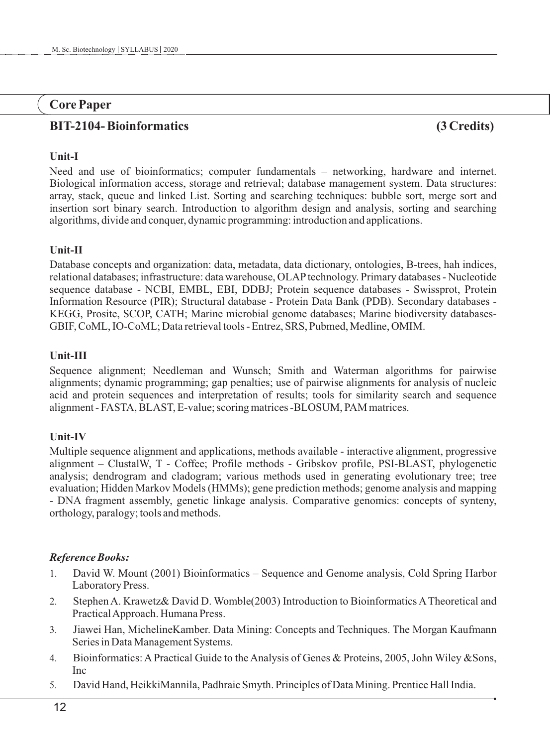## Core Paper

### BIT-2104- Bioinformatics (3 Credits)

**Unit-I**

Need and use of bioinformatics; computer fundamentals – networking, hardware and internet. Biological information access, storage and retrieval; database management system. Data structures: array, stack, queue and linked List. Sorting and searching techniques: bubble sort, merge sort and insertion sort binary search. Introduction to algorithm design and analysis, sorting and searching algorithms, divide and conquer, dynamic programming: introduction and applications.

**Unit-II**

Database concepts and organization: data, metadata, data dictionary, ontologies, B-trees, hah indices, relational databases; infrastructure: data warehouse, OLAP technology. Primary databases - Nucleotide sequence database - NCBI, EMBL, EBI, DDBJ; Protein sequence databases - Swissprot, Protein Information Resource (PIR); Structural database - Protein Data Bank (PDB). Secondary databases - KEGG, Prosite, SCOP, CATH; Marine microbial genome databases; Marine biodiversity databases- GBIF, CoML, IO-CoML; Data retrieval tools - Entrez, SRS, Pubmed, Medline, OMIM.

**Unit-III**

Sequence alignment; Needleman and Wunsch; Smith and Waterman algorithms for pairwise alignments; dynamic programming; gap penalties; use of pairwise alignments for analysis of nucleic acid and protein sequences and interpretation of results; tools for similarity search and sequence alignment - FASTA, BLAST, E-value; scoring matrices -BLOSUM, PAM matrices.

**Unit-IV**

Multiple sequence alignment and applications, methods available - interactive alignment, progressive alignment – ClustalW, T - Coffee; Profile methods - Gribskov profile, PSI-BLAST, phylogenetic analysis; dendrogram and cladogram; various methods used in generating evolutionary tree; tree evaluation; Hidden Markov Models (HMMs); gene prediction methods; genome analysis and mapping - DNA fragment assembly, genetic linkage analysis. Comparative genomics: concepts of synteny, orthology, paralogy; tools and methods.

***Reference Books:***

1. David W. Mount (2001) Bioinformatics – Sequence and Genome analysis, Cold Spring Harbor Laboratory Press.
2. Stephen A. Krawetz& David D. Womble(2003) Introduction to Bioinformatics A Theoretical and Practical Approach. Humana Press.
3. Jiawei Han, MichelineKamber. Data Mining: Concepts and Techniques. The Morgan Kaufmann Series in Data Management Systems.
4. Bioinformatics: A Practical Guide to the Analysis of Genes & Proteins, 2005, John Wiley &Sons, Inc
5. David Hand, HeikkiMannila, Padhraic Smyth. Principles of Data Mining. Prentice Hall India.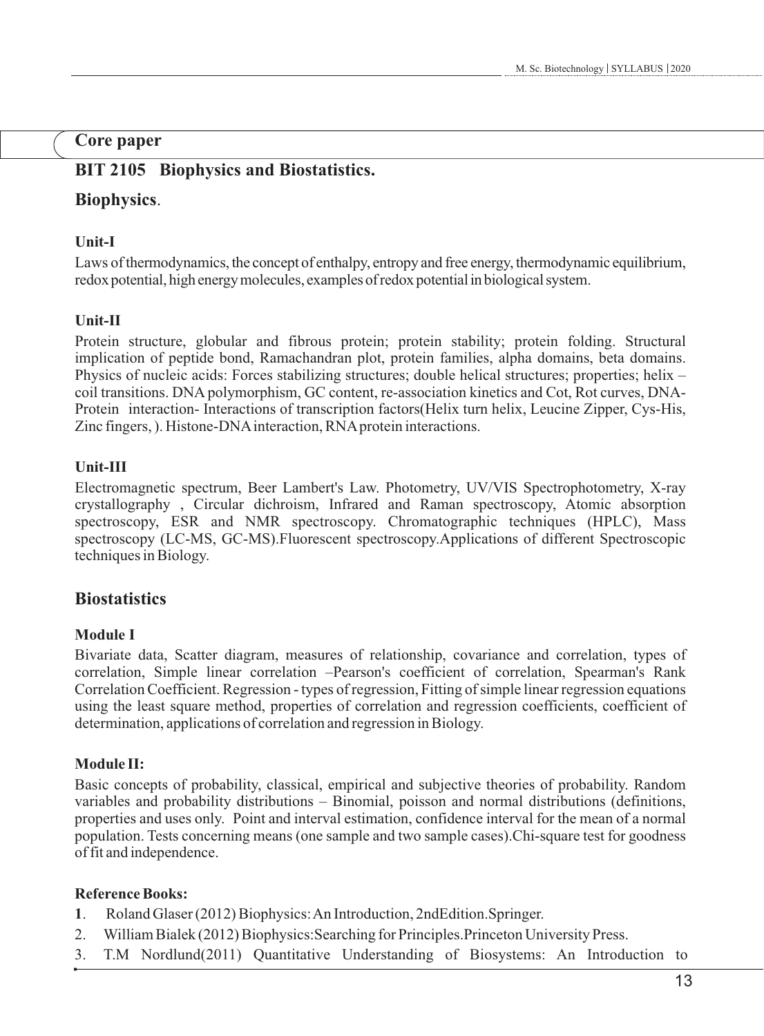## Core paper

## BIT 2105 Biophysics and Biostatistics.

## Biophysics.

### Unit-I

Laws of thermodynamics, the concept of enthalpy, entropy and free energy, thermodynamic equilibrium, redox potential, high energy molecules, examples of redox potential in biological system.

### Unit-II

Protein structure, globular and fibrous protein; protein stability; protein folding. Structural implication of peptide bond, Ramachandran plot, protein families, alpha domains, beta domains. Physics of nucleic acids: Forces stabilizing structures; double helical structures; properties; helix – coil transitions. DNA polymorphism, GC content, re-association kinetics and Cot, Rot curves, DNA-Protein interaction- Interactions of transcription factors(Helix turn helix, Leucine Zipper, Cys-His, Zinc fingers, ). Histone-DNA interaction, RNA protein interactions.

### Unit-III

Electromagnetic spectrum, Beer Lambert's Law. Photometry, UV/VIS Spectrophotometry, X-ray crystallography , Circular dichroism, Infrared and Raman spectroscopy, Atomic absorption spectroscopy, ESR and NMR spectroscopy. Chromatographic techniques (HPLC), Mass spectroscopy (LC-MS, GC-MS).Fluorescent spectroscopy.Applications of different Spectroscopic techniques in Biology.

## Biostatistics

### Module I

Bivariate data, Scatter diagram, measures of relationship, covariance and correlation, types of correlation, Simple linear correlation –Pearson's coefficient of correlation, Spearman's Rank Correlation Coefficient. Regression - types of regression, Fitting of simple linear regression equations using the least square method, properties of correlation and regression coefficients, coefficient of determination, applications of correlation and regression in Biology.

### Module II:

Basic concepts of probability, classical, empirical and subjective theories of probability. Random variables and probability distributions – Binomial, poisson and normal distributions (definitions, properties and uses only. Point and interval estimation, confidence interval for the mean of a normal population. Tests concerning means (one sample and two sample cases).Chi-square test for goodness of fit and independence.

### Reference Books:

1. Roland Glaser (2012) Biophysics: An Introduction, 2ndEdition.Springer.
2. William Bialek (2012) Biophysics:Searching for Principles.Princeton University Press.
3. T.M Nordlund(2011) Quantitative Understanding of Biosystems: An Introduction to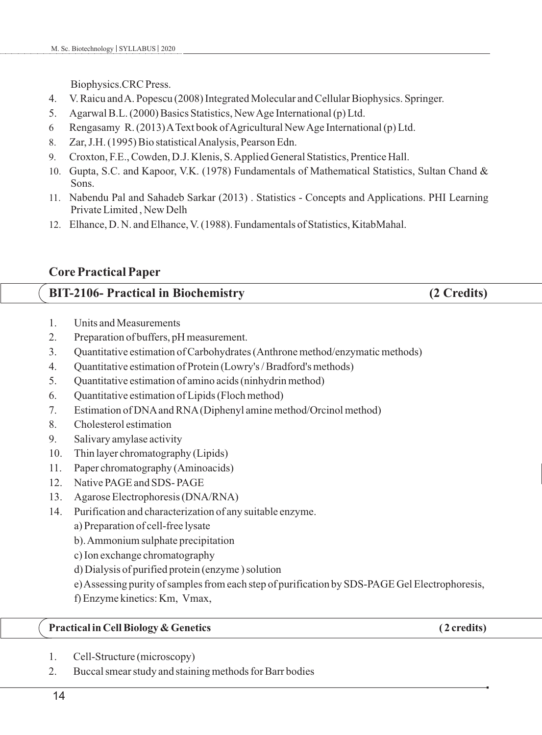Biophysics.CRC Press.

4. V. Raicu and A. Popescu (2008) Integrated Molecular and Cellular Biophysics. Springer.
5. Agarwal B.L. (2000) Basics Statistics, New Age International (p) Ltd.
6 Rengasamy R. (2013) A Text book of Agricultural New Age International (p) Ltd.
8. Zar, J.H. (1995) Bio statistical Analysis, Pearson Edn.
9. Croxton, F.E., Cowden, D.J. Klenis, S. Applied General Statistics, Prentice Hall.
10. Gupta, S.C. and Kapoor, V.K. (1978) Fundamentals of Mathematical Statistics, Sultan Chand & Sons.
11. Nabendu Pal and Sahadeb Sarkar (2013) . Statistics - Concepts and Applications. PHI Learning Private Limited , New Delh
12. Elhance, D. N. and Elhance, V. (1988). Fundamentals of Statistics, KitabMahal.

## Core Practical Paper

### BIT-2106- Practical in Biochemistry (2 Credits)

1. Units and Measurements
2. Preparation of buffers, pH measurement.
3. Quantitative estimation of Carbohydrates (Anthrone method/enzymatic methods)
4. Quantitative estimation of Protein (Lowry's / Bradford's methods)
5. Quantitative estimation of amino acids (ninhydrin method)
6. Quantitative estimation of Lipids (Floch method)
7. Estimation of DNA and RNA (Diphenyl amine method/Orcinol method)
8. Cholesterol estimation
9. Salivary amylase activity
10. Thin layer chromatography (Lipids)
11. Paper chromatography (Aminoacids)
12. Native PAGE and SDS- PAGE
13. Agarose Electrophoresis (DNA/RNA)
14. Purification and characterization of any suitable enzyme.
    a) Preparation of cell-free lysate
    b). Ammonium sulphate precipitation
    c) Ion exchange chromatography
    d) Dialysis of purified protein (enzyme ) solution
    e) Assessing purity of samples from each step of purification by SDS-PAGE Gel Electrophoresis,
    f) Enzyme kinetics: Km, Vmax,

### Practical in Cell Biology & Genetics ( 2 credits)

1. Cell-Structure (microscopy)
2. Buccal smear study and staining methods for Barr bodies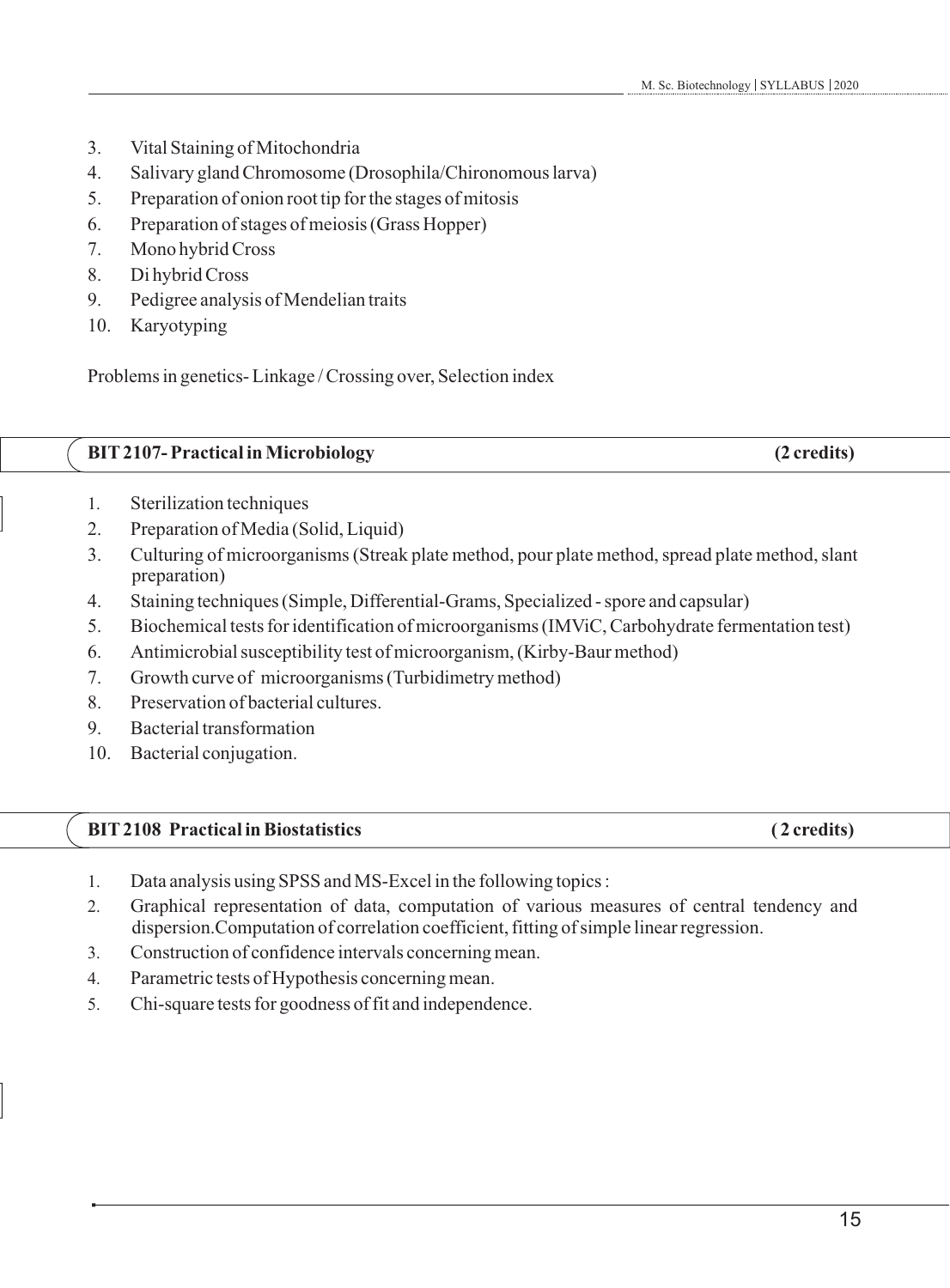3. Vital Staining of Mitochondria
4. Salivary gland Chromosome (Drosophila/Chironomous larva)
5. Preparation of onion root tip for the stages of mitosis
6. Preparation of stages of meiosis (Grass Hopper)
7. Mono hybrid Cross
8. Di hybrid Cross
9. Pedigree analysis of Mendelian traits
10. Karyotyping

Problems in genetics- Linkage / Crossing over, Selection index

## BIT 2107- Practical in Microbiology (2 credits)

1. Sterilization techniques
2. Preparation of Media (Solid, Liquid)
3. Culturing of microorganisms (Streak plate method, pour plate method, spread plate method, slant preparation)
4. Staining techniques (Simple, Differential-Grams, Specialized - spore and capsular)
5. Biochemical tests for identification of microorganisms (IMViC, Carbohydrate fermentation test)
6. Antimicrobial susceptibility test of microorganism, (Kirby-Baur method)
7. Growth curve of microorganisms (Turbidimetry method)
8. Preservation of bacterial cultures.
9. Bacterial transformation
10. Bacterial conjugation.

## BIT 2108 Practical in Biostatistics ( 2 credits)

1. Data analysis using SPSS and MS-Excel in the following topics :
2. Graphical representation of data, computation of various measures of central tendency and dispersion.Computation of correlation coefficient, fitting of simple linear regression.
3. Construction of confidence intervals concerning mean.
4. Parametric tests of Hypothesis concerning mean.
5. Chi-square tests for goodness of fit and independence.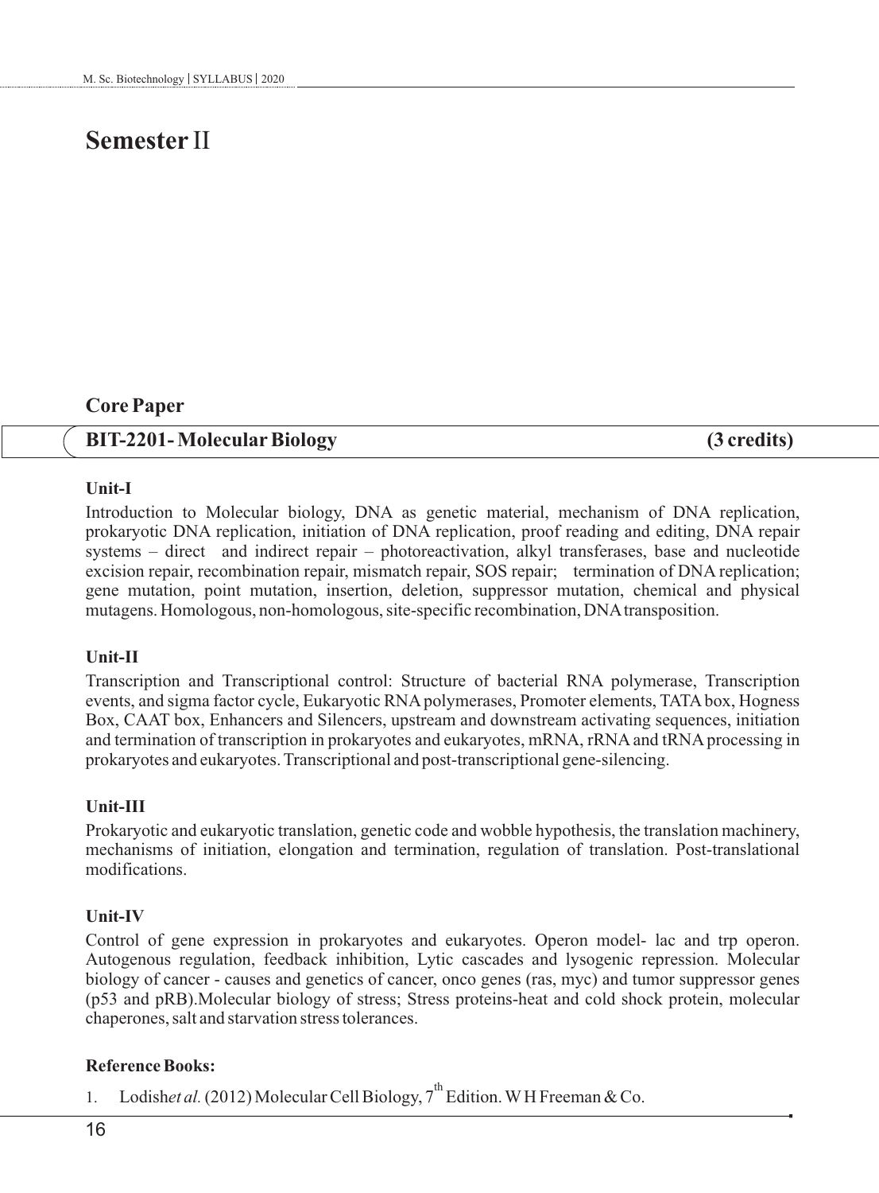# Semester II

## Core Paper

## BIT-2201- Molecular Biology (3 credits)

### Unit-I

Introduction to Molecular biology, DNA as genetic material, mechanism of DNA replication, prokaryotic DNA replication, initiation of DNA replication, proof reading and editing, DNA repair systems – direct and indirect repair – photoreactivation, alkyl transferases, base and nucleotide excision repair, recombination repair, mismatch repair, SOS repair; termination of DNA replication; gene mutation, point mutation, insertion, deletion, suppressor mutation, chemical and physical mutagens. Homologous, non-homologous, site-specific recombination, DNA transposition.

### Unit-II

Transcription and Transcriptional control: Structure of bacterial RNA polymerase, Transcription events, and sigma factor cycle, Eukaryotic RNA polymerases, Promoter elements, TATA box, Hogness Box, CAAT box, Enhancers and Silencers, upstream and downstream activating sequences, initiation and termination of transcription in prokaryotes and eukaryotes, mRNA, rRNA and tRNA processing in prokaryotes and eukaryotes. Transcriptional and post-transcriptional gene-silencing.

### Unit-III

Prokaryotic and eukaryotic translation, genetic code and wobble hypothesis, the translation machinery, mechanisms of initiation, elongation and termination, regulation of translation. Post-translational modifications.

### Unit-IV

Control of gene expression in prokaryotes and eukaryotes. Operon model- lac and trp operon. Autogenous regulation, feedback inhibition, Lytic cascades and lysogenic repression. Molecular biology of cancer - causes and genetics of cancer, onco genes (ras, myc) and tumor suppressor genes (p53 and pRB).Molecular biology of stress; Stress proteins-heat and cold shock protein, molecular chaperones, salt and starvation stress tolerances.

**Reference Books:**

1. Lodish *et al.* (2012) Molecular Cell Biology, 7th Edition. W H Freeman & Co.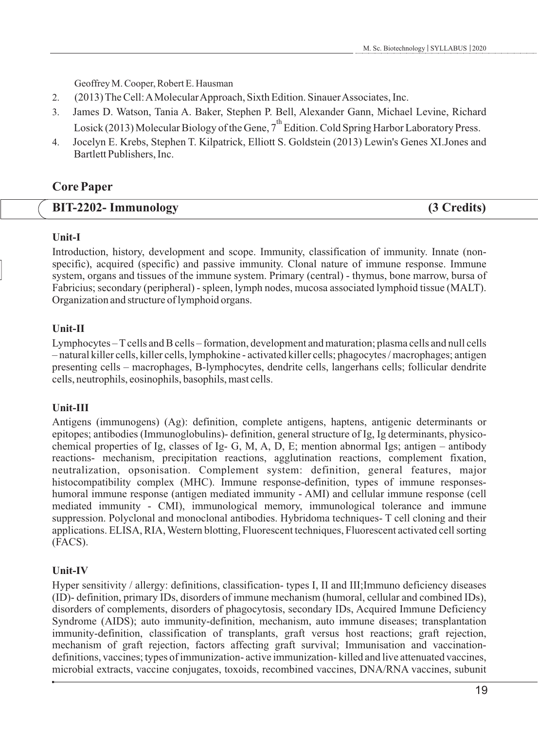Geoffrey M. Cooper, Robert E. Hausman

2. (2013) The Cell: A Molecular Approach, Sixth Edition. Sinauer Associates, Inc.
3. James D. Watson, Tania A. Baker, Stephen P. Bell, Alexander Gann, Michael Levine, Richard Losick (2013) Molecular Biology of the Gene, 7th Edition. Cold Spring Harbor Laboratory Press.
4. Jocelyn E. Krebs, Stephen T. Kilpatrick, Elliott S. Goldstein (2013) Lewin's Genes XI.Jones and Bartlett Publishers, Inc.

## Core Paper

### BIT-2202- Immunology (3 Credits)

**Unit-I**

Introduction, history, development and scope. Immunity, classification of immunity. Innate (non-specific), acquired (specific) and passive immunity. Clonal nature of immune response. Immune system, organs and tissues of the immune system. Primary (central) - thymus, bone marrow, bursa of Fabricius; secondary (peripheral) - spleen, lymph nodes, mucosa associated lymphoid tissue (MALT). Organization and structure of lymphoid organs.

**Unit-II**

Lymphocytes – T cells and B cells – formation, development and maturation; plasma cells and null cells – natural killer cells, killer cells, lymphokine - activated killer cells; phagocytes / macrophages; antigen presenting cells – macrophages, B-lymphocytes, dendrite cells, langerhans cells; follicular dendrite cells, neutrophils, eosinophils, basophils, mast cells.

**Unit-III**

Antigens (immunogens) (Ag): definition, complete antigens, haptens, antigenic determinants or epitopes; antibodies (Immunoglobulins)- definition, general structure of Ig, Ig determinants, physico-chemical properties of Ig, classes of Ig- G, M, A, D, E; mention abnormal Igs; antigen – antibody reactions- mechanism, precipitation reactions, agglutination reactions, complement fixation, neutralization, opsonisation. Complement system: definition, general features, major histocompatibility complex (MHC). Immune response-definition, types of immune responses-humoral immune response (antigen mediated immunity - AMI) and cellular immune response (cell mediated immunity - CMI), immunological memory, immunological tolerance and immune suppression. Polyclonal and monoclonal antibodies. Hybridoma techniques- T cell cloning and their applications. ELISA, RIA, Western blotting, Fluorescent techniques, Fluorescent activated cell sorting (FACS).

**Unit-IV**

Hyper sensitivity / allergy: definitions, classification- types I, II and III;Immuno deficiency diseases (ID)- definition, primary IDs, disorders of immune mechanism (humoral, cellular and combined IDs), disorders of complements, disorders of phagocytosis, secondary IDs, Acquired Immune Deficiency Syndrome (AIDS); auto immunity-definition, mechanism, auto immune diseases; transplantation immunity-definition, classification of transplants, graft versus host reactions; graft rejection, mechanism of graft rejection, factors affecting graft survival; Immunisation and vaccination-definitions, vaccines; types of immunization- active immunization- killed and live attenuated vaccines, microbial extracts, vaccine conjugates, toxoids, recombined vaccines, DNA/RNA vaccines, subunit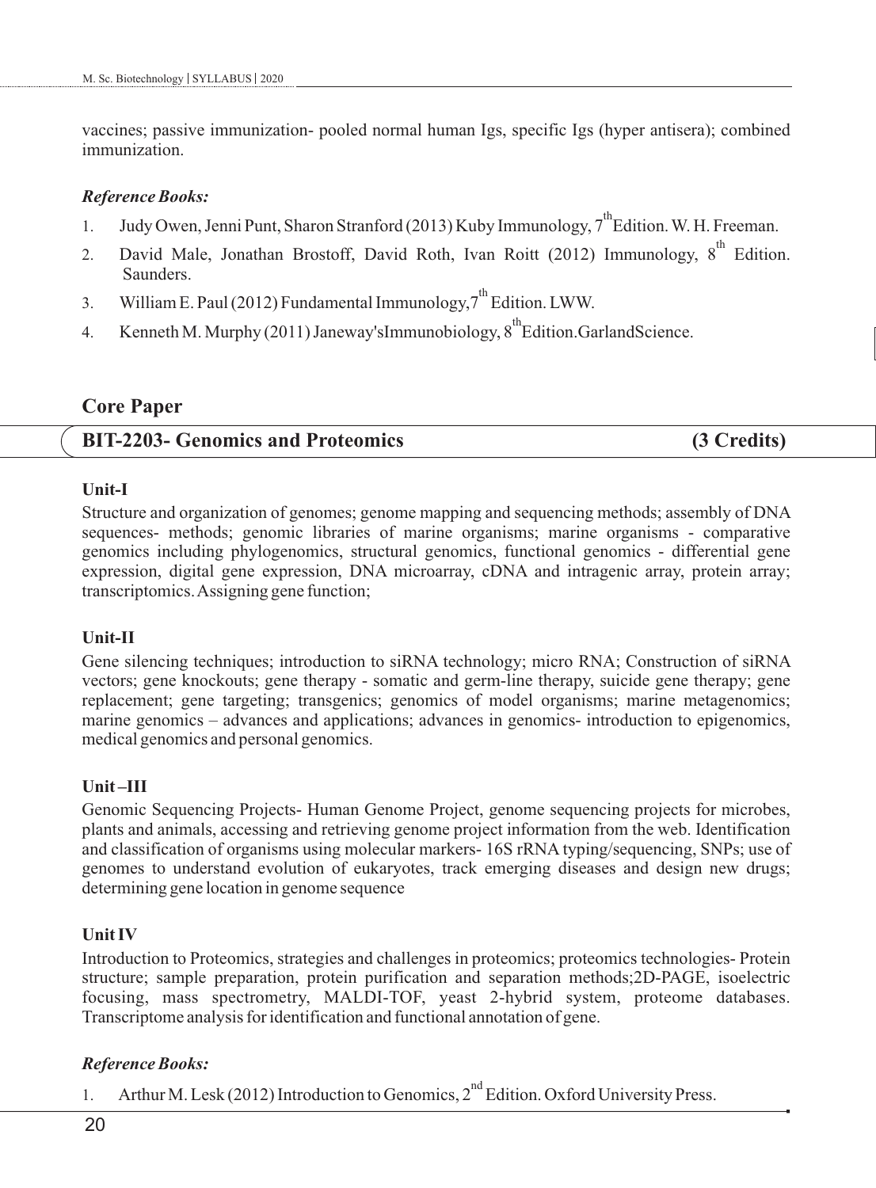vaccines; passive immunization- pooled normal human Igs, specific Igs (hyper antisera); combined immunization.

### *Reference Books:*

1. Judy Owen, Jenni Punt, Sharon Stranford (2013) Kuby Immunology, 7th Edition. W. H. Freeman.
2. David Male, Jonathan Brostoff, David Roth, Ivan Roitt (2012) Immunology, 8th Edition. Saunders.
3. William E. Paul (2012) Fundamental Immunology, 7th Edition. LWW.
4. Kenneth M. Murphy (2011) Janeway'sImmunobiology, 8th Edition.GarlandScience.

## Core Paper

## BIT-2203- Genomics and Proteomics (3 Credits)

**Unit-I**

Structure and organization of genomes; genome mapping and sequencing methods; assembly of DNA sequences- methods; genomic libraries of marine organisms; marine organisms - comparative genomics including phylogenomics, structural genomics, functional genomics - differential gene expression, digital gene expression, DNA microarray, cDNA and intragenic array, protein array; transcriptomics. Assigning gene function;

**Unit-II**

Gene silencing techniques; introduction to siRNA technology; micro RNA; Construction of siRNA vectors; gene knockouts; gene therapy - somatic and germ-line therapy, suicide gene therapy; gene replacement; gene targeting; transgenics; genomics of model organisms; marine metagenomics; marine genomics – advances and applications; advances in genomics- introduction to epigenomics, medical genomics and personal genomics.

**Unit –III**

Genomic Sequencing Projects- Human Genome Project, genome sequencing projects for microbes, plants and animals, accessing and retrieving genome project information from the web. Identification and classification of organisms using molecular markers- 16S rRNA typing/sequencing, SNPs; use of genomes to understand evolution of eukaryotes, track emerging diseases and design new drugs; determining gene location in genome sequence

**Unit IV**

Introduction to Proteomics, strategies and challenges in proteomics; proteomics technologies- Protein structure; sample preparation, protein purification and separation methods;2D-PAGE, isoelectric focusing, mass spectrometry, MALDI-TOF, yeast 2-hybrid system, proteome databases. Transcriptome analysis for identification and functional annotation of gene.

### *Reference Books:*

1. Arthur M. Lesk (2012) Introduction to Genomics, 2nd Edition. Oxford University Press.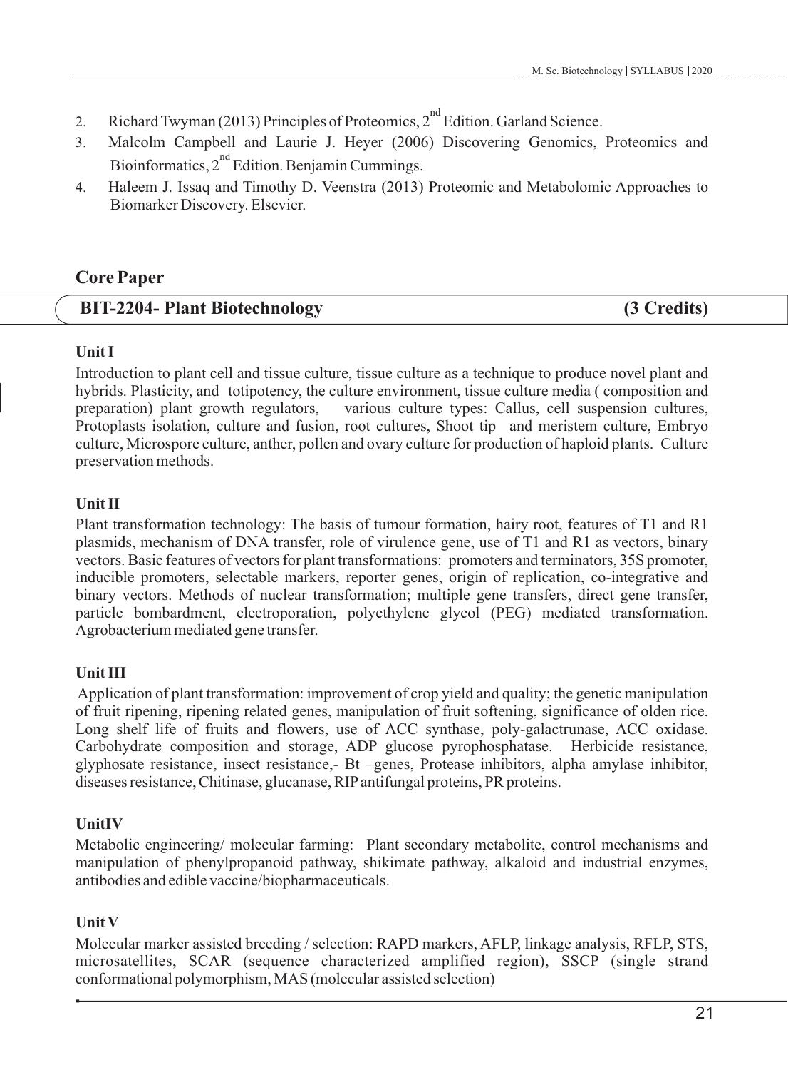2. Richard Twyman (2013) Principles of Proteomics, 2nd Edition. Garland Science.
3. Malcolm Campbell and Laurie J. Heyer (2006) Discovering Genomics, Proteomics and Bioinformatics, 2nd Edition. Benjamin Cummings.
4. Haleem J. Issaq and Timothy D. Veenstra (2013) Proteomic and Metabolomic Approaches to Biomarker Discovery. Elsevier.

## Core Paper

### BIT-2204- Plant Biotechnology (3 Credits)

**Unit I**

Introduction to plant cell and tissue culture, tissue culture as a technique to produce novel plant and hybrids. Plasticity, and totipotency, the culture environment, tissue culture media ( composition and preparation) plant growth regulators, various culture types: Callus, cell suspension cultures, Protoplasts isolation, culture and fusion, root cultures, Shoot tip and meristem culture, Embryo culture, Microspore culture, anther, pollen and ovary culture for production of haploid plants. Culture preservation methods.

**Unit II**

Plant transformation technology: The basis of tumour formation, hairy root, features of T1 and R1 plasmids, mechanism of DNA transfer, role of virulence gene, use of T1 and R1 as vectors, binary vectors. Basic features of vectors for plant transformations: promoters and terminators, 35S promoter, inducible promoters, selectable markers, reporter genes, origin of replication, co-integrative and binary vectors. Methods of nuclear transformation; multiple gene transfers, direct gene transfer, particle bombardment, electroporation, polyethylene glycol (PEG) mediated transformation. Agrobacterium mediated gene transfer.

**Unit III**

Application of plant transformation: improvement of crop yield and quality; the genetic manipulation of fruit ripening, ripening related genes, manipulation of fruit softening, significance of olden rice. Long shelf life of fruits and flowers, use of ACC synthase, poly-galactrunase, ACC oxidase. Carbohydrate composition and storage, ADP glucose pyrophosphatase. Herbicide resistance, glyphosate resistance, insect resistance,- Bt –genes, Protease inhibitors, alpha amylase inhibitor, diseases resistance, Chitinase, glucanase, RIP antifungal proteins, PR proteins.

**UnitIV**

Metabolic engineering/ molecular farming: Plant secondary metabolite, control mechanisms and manipulation of phenylpropanoid pathway, shikimate pathway, alkaloid and industrial enzymes, antibodies and edible vaccine/biopharmaceuticals.

**Unit V**

Molecular marker assisted breeding / selection: RAPD markers, AFLP, linkage analysis, RFLP, STS, microsatellites, SCAR (sequence characterized amplified region), SSCP (single strand conformational polymorphism, MAS (molecular assisted selection)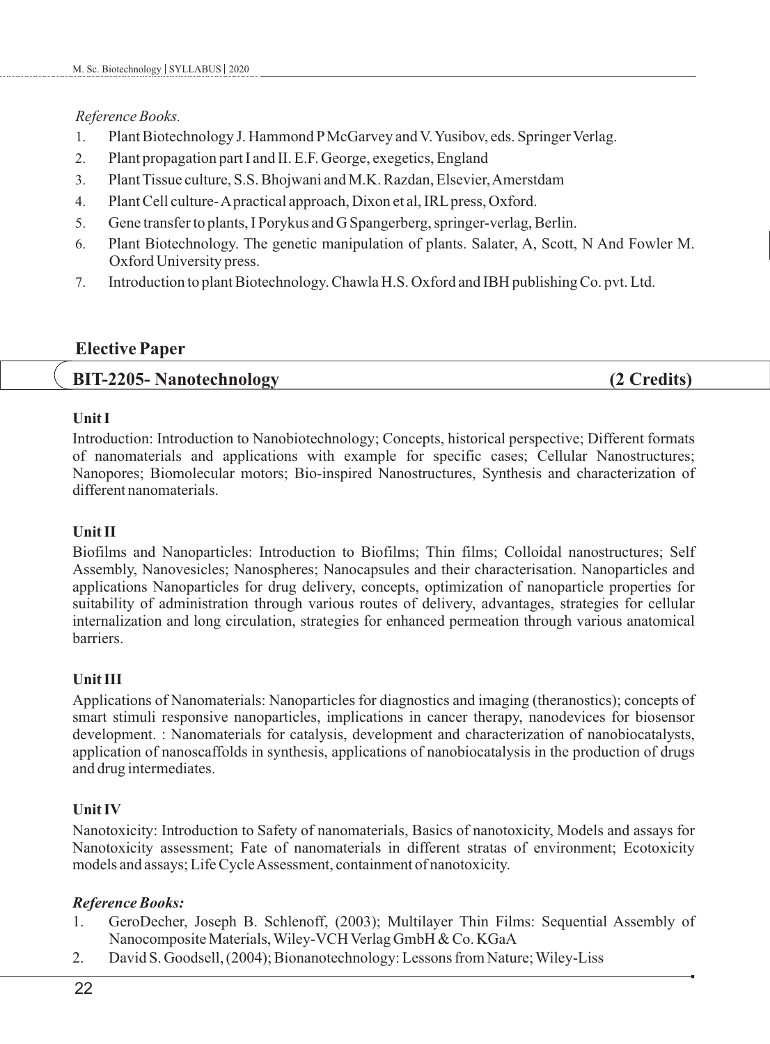*Reference Books.*

1. Plant Biotechnology J. Hammond P McGarvey and V. Yusibov, eds. Springer Verlag.
2. Plant propagation part I and II. E.F. George, exegetics, England
3. Plant Tissue culture, S.S. Bhojwani and M.K. Razdan, Elsevier, Amerstdam
4. Plant Cell culture- A practical approach, Dixon et al, IRL press, Oxford.
5. Gene transfer to plants, I Porykus and G Spangerberg, springer-verlag, Berlin.
6. Plant Biotechnology. The genetic manipulation of plants. Salater, A, Scott, N And Fowler M. Oxford University press.
7. Introduction to plant Biotechnology. Chawla H.S. Oxford and IBH publishing Co. pvt. Ltd.

## Elective Paper

## BIT-2205- Nanotechnology (2 Credits)

### Unit I

Introduction: Introduction to Nanobiotechnology; Concepts, historical perspective; Different formats of nanomaterials and applications with example for specific cases; Cellular Nanostructures; Nanopores; Biomolecular motors; Bio-inspired Nanostructures, Synthesis and characterization of different nanomaterials.

### Unit II

Biofilms and Nanoparticles: Introduction to Biofilms; Thin films; Colloidal nanostructures; Self Assembly, Nanovesicles; Nanospheres; Nanocapsules and their characterisation. Nanoparticles and applications Nanoparticles for drug delivery, concepts, optimization of nanoparticle properties for suitability of administration through various routes of delivery, advantages, strategies for cellular internalization and long circulation, strategies for enhanced permeation through various anatomical barriers.

### Unit III

Applications of Nanomaterials: Nanoparticles for diagnostics and imaging (theranostics); concepts of smart stimuli responsive nanoparticles, implications in cancer therapy, nanodevices for biosensor development. : Nanomaterials for catalysis, development and characterization of nanobiocatalysts, application of nanoscaffolds in synthesis, applications of nanobiocatalysis in the production of drugs and drug intermediates.

### Unit IV

Nanotoxicity: Introduction to Safety of nanomaterials, Basics of nanotoxicity, Models and assays for Nanotoxicity assessment; Fate of nanomaterials in different stratas of environment; Ecotoxicity models and assays; Life Cycle Assessment, containment of nanotoxicity.

***Reference Books:***

1. GeroDecher, Joseph B. Schlenoff, (2003); Multilayer Thin Films: Sequential Assembly of Nanocomposite Materials, Wiley-VCH Verlag GmbH & Co. KGaA
2. David S. Goodsell, (2004); Bionanotechnology: Lessons from Nature; Wiley-Liss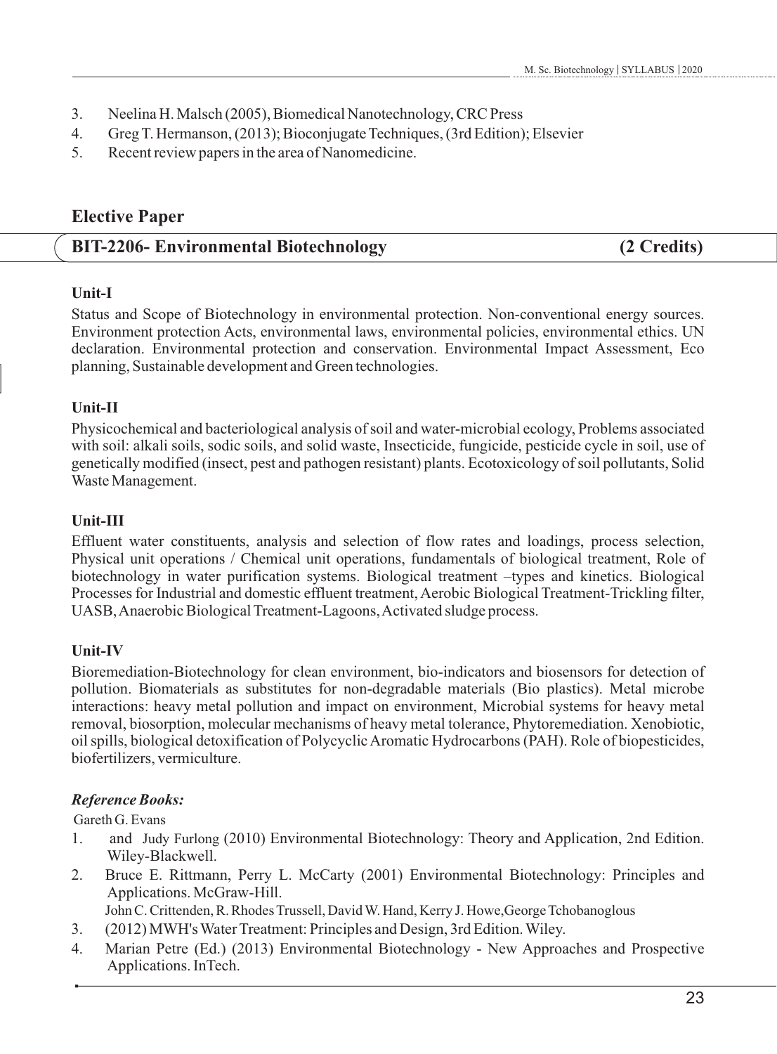3. Neelina H. Malsch (2005), Biomedical Nanotechnology, CRC Press
4. Greg T. Hermanson, (2013); Bioconjugate Techniques, (3rd Edition); Elsevier
5. Recent review papers in the area of Nanomedicine.

## Elective Paper

### BIT-2206- Environmental Biotechnology (2 Credits)

**Unit-I**

Status and Scope of Biotechnology in environmental protection. Non-conventional energy sources. Environment protection Acts, environmental laws, environmental policies, environmental ethics. UN declaration. Environmental protection and conservation. Environmental Impact Assessment, Eco planning, Sustainable development and Green technologies.

**Unit-II**

Physicochemical and bacteriological analysis of soil and water-microbial ecology, Problems associated with soil: alkali soils, sodic soils, and solid waste, Insecticide, fungicide, pesticide cycle in soil, use of genetically modified (insect, pest and pathogen resistant) plants. Ecotoxicology of soil pollutants, Solid Waste Management.

**Unit-III**

Effluent water constituents, analysis and selection of flow rates and loadings, process selection, Physical unit operations / Chemical unit operations, fundamentals of biological treatment, Role of biotechnology in water purification systems. Biological treatment –types and kinetics. Biological Processes for Industrial and domestic effluent treatment, Aerobic Biological Treatment-Trickling filter, UASB, Anaerobic Biological Treatment-Lagoons, Activated sludge process.

**Unit-IV**

Bioremediation-Biotechnology for clean environment, bio-indicators and biosensors for detection of pollution. Biomaterials as substitutes for non-degradable materials (Bio plastics). Metal microbe interactions: heavy metal pollution and impact on environment, Microbial systems for heavy metal removal, biosorption, molecular mechanisms of heavy metal tolerance, Phytoremediation. Xenobiotic, oil spills, biological detoxification of Polycyclic Aromatic Hydrocarbons (PAH). Role of biopesticides, biofertilizers, vermiculture.

***Reference Books:***

1. Gareth G. Evans and Judy Furlong (2010) Environmental Biotechnology: Theory and Application, 2nd Edition. Wiley-Blackwell.
2. Bruce E. Rittmann, Perry L. McCarty (2001) Environmental Biotechnology: Principles and Applications. McGraw-Hill.
3. John C. Crittenden, R. Rhodes Trussell, David W. Hand, Kerry J. Howe, George Tchobanoglous (2012) MWH's Water Treatment: Principles and Design, 3rd Edition. Wiley.
4. Marian Petre (Ed.) (2013) Environmental Biotechnology - New Approaches and Prospective Applications. InTech.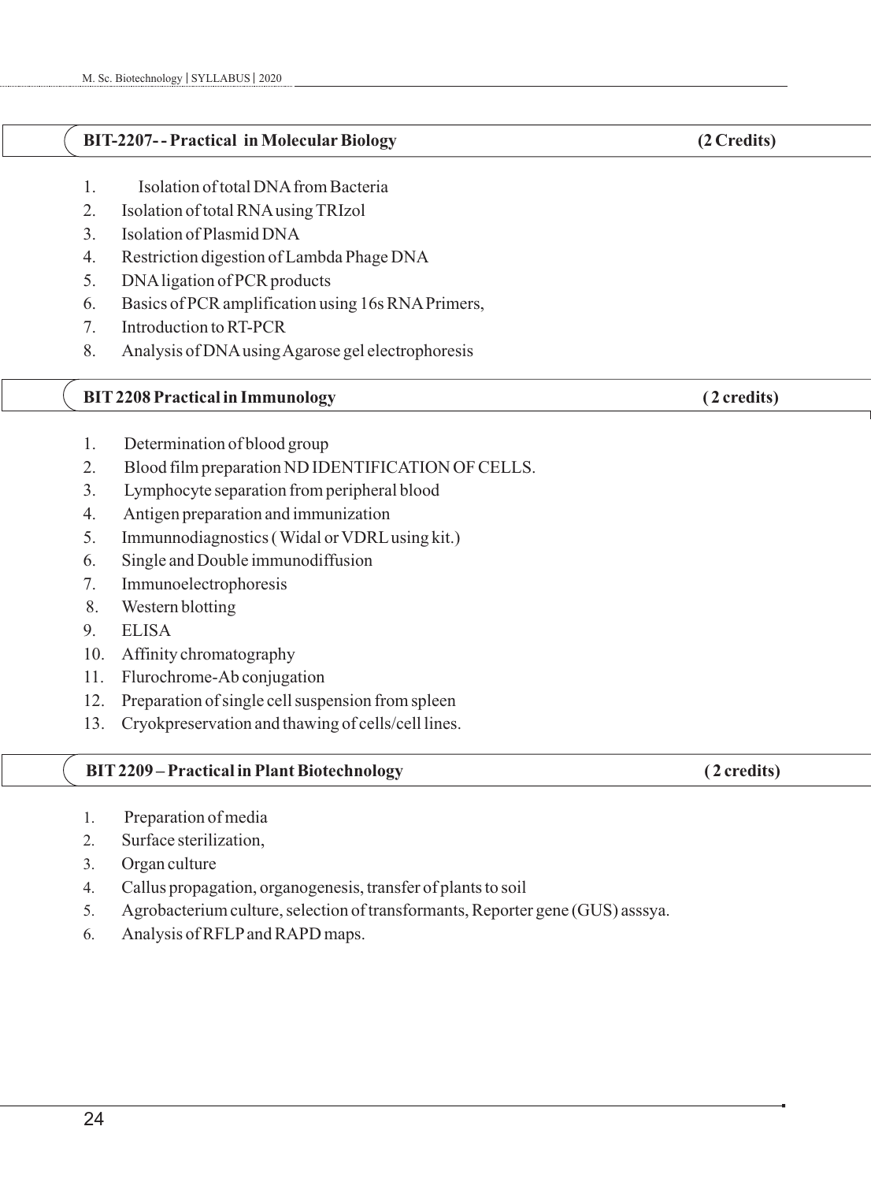## BIT-2207- - Practical in Molecular Biology (2 Credits)

1. Isolation of total DNA from Bacteria
2. Isolation of total RNA using TRIzol
3. Isolation of Plasmid DNA
4. Restriction digestion of Lambda Phage DNA
5. DNA ligation of PCR products
6. Basics of PCR amplification using 16s RNA Primers,
7. Introduction to RT-PCR
8. Analysis of DNA using Agarose gel electrophoresis

## BIT 2208 Practical in Immunology ( 2 credits)

1. Determination of blood group
2. Blood film preparation ND IDENTIFICATION OF CELLS.
3. Lymphocyte separation from peripheral blood
4. Antigen preparation and immunization
5. Immunnodiagnostics ( Widal or VDRL using kit.)
6. Single and Double immunodiffusion
7. Immunoelectrophoresis
8. Western blotting
9. ELISA
10. Affinity chromatography
11. Flurochrome-Ab conjugation
12. Preparation of single cell suspension from spleen
13. Cryokpreservation and thawing of cells/cell lines.

## BIT 2209 – Practical in Plant Biotechnology ( 2 credits)

1. Preparation of media
2. Surface sterilization,
3. Organ culture
4. Callus propagation, organogenesis, transfer of plants to soil
5. Agrobacterium culture, selection of transformants, Reporter gene (GUS) asssya.
6. Analysis of RFLP and RAPD maps.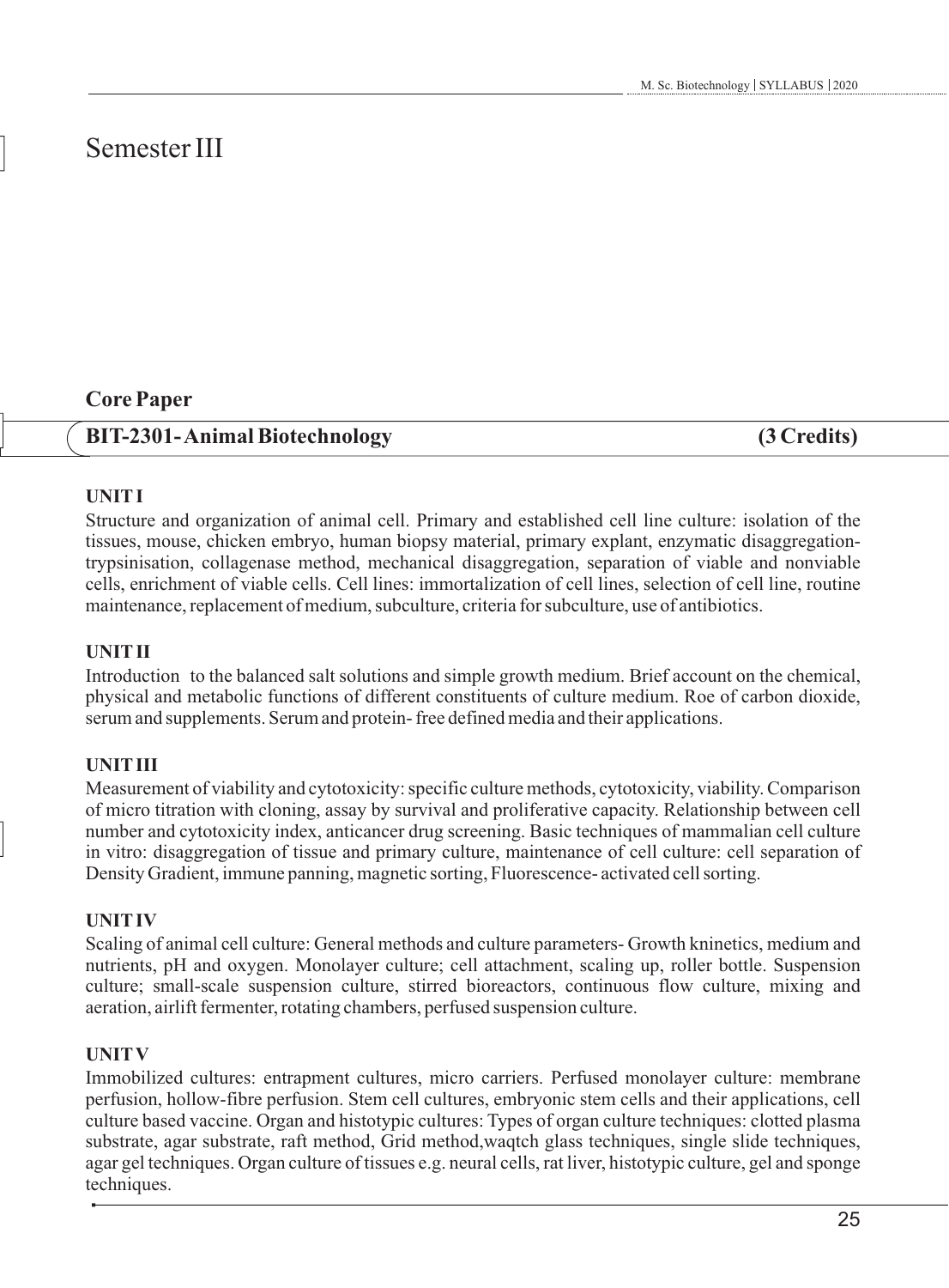# Semester III

## Core Paper

### BIT-2301- Animal Biotechnology (3 Credits)

**UNIT I**

Structure and organization of animal cell. Primary and established cell line culture: isolation of the tissues, mouse, chicken embryo, human biopsy material, primary explant, enzymatic disaggregation-trypsinisation, collagenase method, mechanical disaggregation, separation of viable and nonviable cells, enrichment of viable cells. Cell lines: immortalization of cell lines, selection of cell line, routine maintenance, replacement of medium, subculture, criteria for subculture, use of antibiotics.

**UNIT II**

Introduction to the balanced salt solutions and simple growth medium. Brief account on the chemical, physical and metabolic functions of different constituents of culture medium. Roe of carbon dioxide, serum and supplements. Serum and protein- free defined media and their applications.

**UNIT III**

Measurement of viability and cytotoxicity: specific culture methods, cytotoxicity, viability. Comparison of micro titration with cloning, assay by survival and proliferative capacity. Relationship between cell number and cytotoxicity index, anticancer drug screening. Basic techniques of mammalian cell culture in vitro: disaggregation of tissue and primary culture, maintenance of cell culture: cell separation of Density Gradient, immune panning, magnetic sorting, Fluorescence- activated cell sorting.

**UNIT IV**

Scaling of animal cell culture: General methods and culture parameters- Growth kninetics, medium and nutrients, pH and oxygen. Monolayer culture; cell attachment, scaling up, roller bottle. Suspension culture; small-scale suspension culture, stirred bioreactors, continuous flow culture, mixing and aeration, airlift fermenter, rotating chambers, perfused suspension culture.

**UNIT V**

Immobilized cultures: entrapment cultures, micro carriers. Perfused monolayer culture: membrane perfusion, hollow-fibre perfusion. Stem cell cultures, embryonic stem cells and their applications, cell culture based vaccine. Organ and histotypic cultures: Types of organ culture techniques: clotted plasma substrate, agar substrate, raft method, Grid method,waqtch glass techniques, single slide techniques, agar gel techniques. Organ culture of tissues e.g. neural cells, rat liver, histotypic culture, gel and sponge techniques.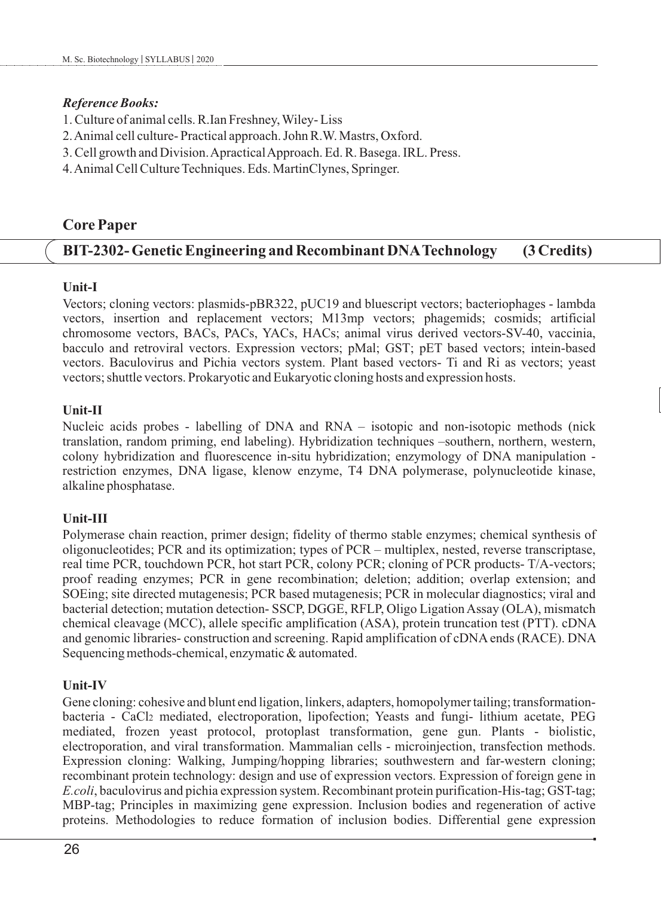***Reference Books:***

1. Culture of animal cells. R.Ian Freshney, Wiley- Liss
2. Animal cell culture- Practical approach. John R.W. Mastrs, Oxford.
3. Cell growth and Division. Apractical Approach. Ed. R. Basega. IRL. Press.
4. Animal Cell Culture Techniques. Eds. MartinClynes, Springer.

## Core Paper

## BIT-2302- Genetic Engineering and Recombinant DNA Technology (3 Credits)

**Unit-I**

Vectors; cloning vectors: plasmids-pBR322, pUC19 and bluescript vectors; bacteriophages - lambda vectors, insertion and replacement vectors; M13mp vectors; phagemids; cosmids; artificial chromosome vectors, BACs, PACs, YACs, HACs; animal virus derived vectors-SV-40, vaccinia, bacculo and retroviral vectors. Expression vectors; pMal; GST; pET based vectors; intein-based vectors. Baculovirus and Pichia vectors system. Plant based vectors- Ti and Ri as vectors; yeast vectors; shuttle vectors. Prokaryotic and Eukaryotic cloning hosts and expression hosts.

**Unit-II**

Nucleic acids probes - labelling of DNA and RNA – isotopic and non-isotopic methods (nick translation, random priming, end labeling). Hybridization techniques –southern, northern, western, colony hybridization and fluorescence in-situ hybridization; enzymology of DNA manipulation - restriction enzymes, DNA ligase, klenow enzyme, T4 DNA polymerase, polynucleotide kinase, alkaline phosphatase.

**Unit-III**

Polymerase chain reaction, primer design; fidelity of thermo stable enzymes; chemical synthesis of oligonucleotides; PCR and its optimization; types of PCR – multiplex, nested, reverse transcriptase, real time PCR, touchdown PCR, hot start PCR, colony PCR; cloning of PCR products- T/A-vectors; proof reading enzymes; PCR in gene recombination; deletion; addition; overlap extension; and SOEing; site directed mutagenesis; PCR based mutagenesis; PCR in molecular diagnostics; viral and bacterial detection; mutation detection- SSCP, DGGE, RFLP, Oligo Ligation Assay (OLA), mismatch chemical cleavage (MCC), allele specific amplification (ASA), protein truncation test (PTT). cDNA and genomic libraries- construction and screening. Rapid amplification of cDNA ends (RACE). DNA Sequencing methods-chemical, enzymatic & automated.

**Unit-IV**

Gene cloning: cohesive and blunt end ligation, linkers, adapters, homopolymer tailing; transformation-bacteria - $CaCl_2$ mediated, electroporation, lipofection; Yeasts and fungi- lithium acetate, PEG mediated, frozen yeast protocol, protoplast transformation, gene gun. Plants - biolistic, electroporation, and viral transformation. Mammalian cells - microinjection, transfection methods. Expression cloning: Walking, Jumping/hopping libraries; southwestern and far-western cloning; recombinant protein technology: design and use of expression vectors. Expression of foreign gene in *E.coli*, baculovirus and pichia expression system. Recombinant protein purification-His-tag; GST-tag; MBP-tag; Principles in maximizing gene expression. Inclusion bodies and regeneration of active proteins. Methodologies to reduce formation of inclusion bodies. Differential gene expression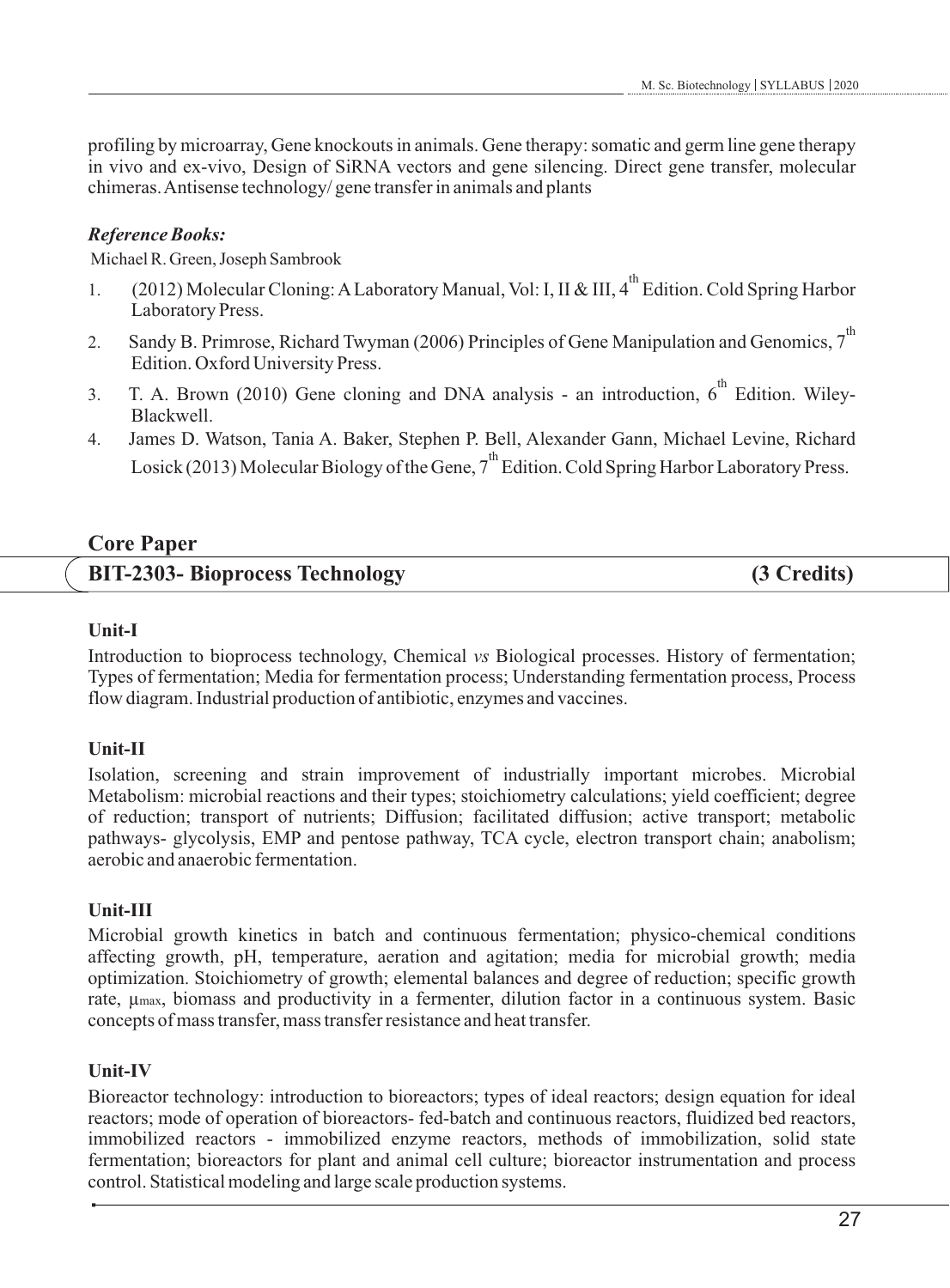profiling by microarray, Gene knockouts in animals. Gene therapy: somatic and germ line gene therapy in vivo and ex-vivo, Design of SiRNA vectors and gene silencing. Direct gene transfer, molecular chimeras. Antisense technology/ gene transfer in animals and plants

***Reference Books:***

Michael R. Green, Joseph Sambrook

1. (2012) Molecular Cloning: A Laboratory Manual, Vol: I, II & III, 4th Edition. Cold Spring Harbor Laboratory Press.
2. Sandy B. Primrose, Richard Twyman (2006) Principles of Gene Manipulation and Genomics, 7th Edition. Oxford University Press.
3. T. A. Brown (2010) Gene cloning and DNA analysis - an introduction, 6th Edition. Wiley-Blackwell.
4. James D. Watson, Tania A. Baker, Stephen P. Bell, Alexander Gann, Michael Levine, Richard Losick (2013) Molecular Biology of the Gene, 7th Edition. Cold Spring Harbor Laboratory Press.

## Core Paper

## BIT-2303- Bioprocess Technology (3 Credits)

**Unit-I**

Introduction to bioprocess technology, Chemical *vs* Biological processes. History of fermentation; Types of fermentation; Media for fermentation process; Understanding fermentation process, Process flow diagram. Industrial production of antibiotic, enzymes and vaccines.

**Unit-II**

Isolation, screening and strain improvement of industrially important microbes. Microbial Metabolism: microbial reactions and their types; stoichiometry calculations; yield coefficient; degree of reduction; transport of nutrients; Diffusion; facilitated diffusion; active transport; metabolic pathways- glycolysis, EMP and pentose pathway, TCA cycle, electron transport chain; anabolism; aerobic and anaerobic fermentation.

**Unit-III**

Microbial growth kinetics in batch and continuous fermentation; physico-chemical conditions affecting growth, pH, temperature, aeration and agitation; media for microbial growth; media optimization. Stoichiometry of growth; elemental balances and degree of reduction; specific growth rate, $\mu_{max}$, biomass and productivity in a fermenter, dilution factor in a continuous system. Basic concepts of mass transfer, mass transfer resistance and heat transfer.

**Unit-IV**

Bioreactor technology: introduction to bioreactors; types of ideal reactors; design equation for ideal reactors; mode of operation of bioreactors- fed-batch and continuous reactors, fluidized bed reactors, immobilized reactors - immobilized enzyme reactors, methods of immobilization, solid state fermentation; bioreactors for plant and animal cell culture; bioreactor instrumentation and process control. Statistical modeling and large scale production systems.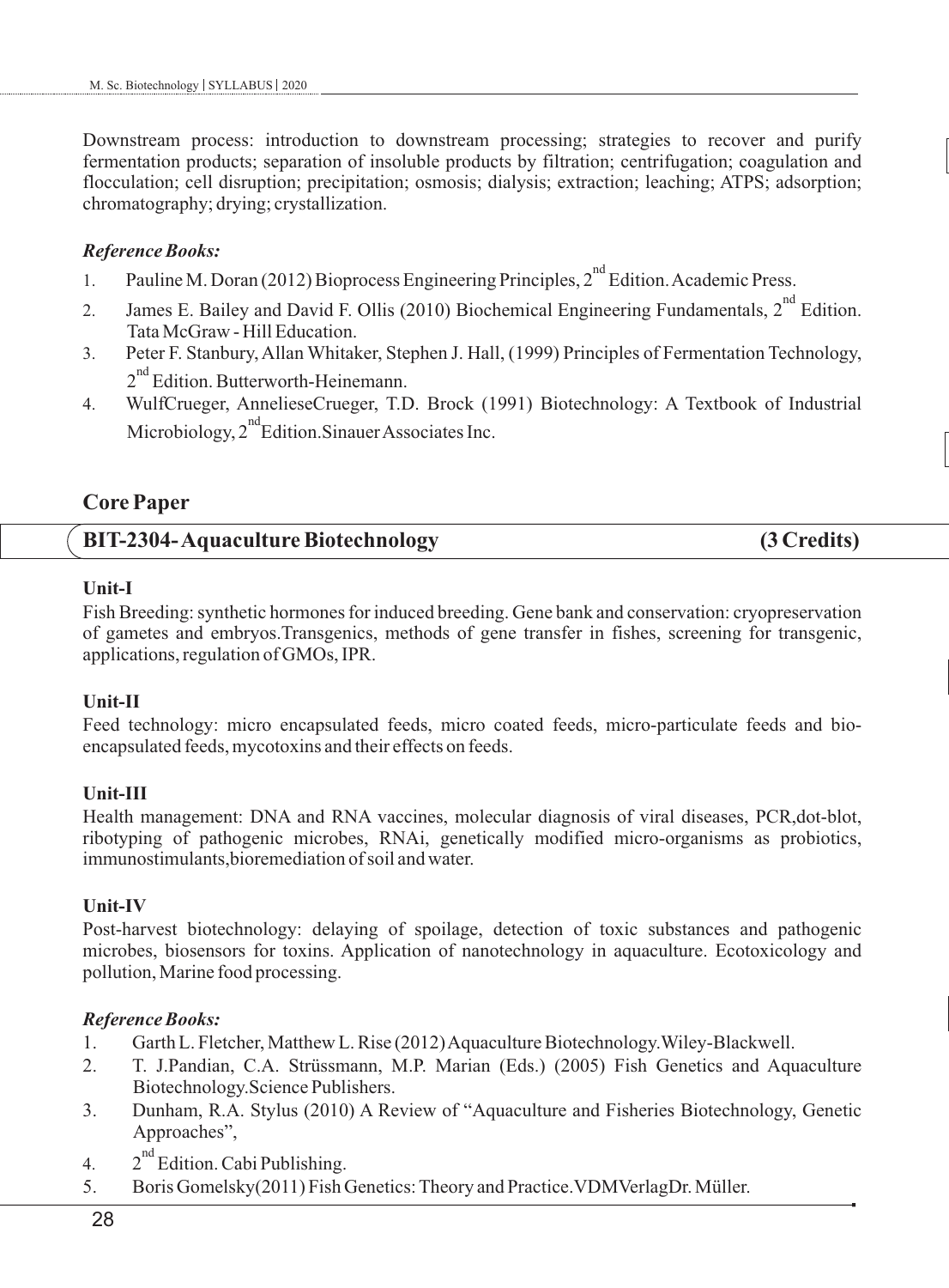Downstream process: introduction to downstream processing; strategies to recover and purify fermentation products; separation of insoluble products by filtration; centrifugation; coagulation and flocculation; cell disruption; precipitation; osmosis; dialysis; extraction; leaching; ATPS; adsorption; chromatography; drying; crystallization.

***Reference Books:***

1. Pauline M. Doran (2012) Bioprocess Engineering Principles, 2nd Edition. Academic Press.
2. James E. Bailey and David F. Ollis (2010) Biochemical Engineering Fundamentals, 2nd Edition. Tata McGraw - Hill Education.
3. Peter F. Stanbury, Allan Whitaker, Stephen J. Hall, (1999) Principles of Fermentation Technology, 2nd Edition. Butterworth-Heinemann.
4. WulfCrueger, AnnelieseCrueger, T.D. Brock (1991) Biotechnology: A Textbook of Industrial Microbiology, 2ndEdition.Sinauer Associates Inc.

## Core Paper

## BIT-2304- Aquaculture Biotechnology (3 Credits)

**Unit-I**

Fish Breeding: synthetic hormones for induced breeding. Gene bank and conservation: cryopreservation of gametes and embryos.Transgenics, methods of gene transfer in fishes, screening for transgenic, applications, regulation of GMOs, IPR.

**Unit-II**

Feed technology: micro encapsulated feeds, micro coated feeds, micro-particulate feeds and bio-encapsulated feeds, mycotoxins and their effects on feeds.

**Unit-III**

Health management: DNA and RNA vaccines, molecular diagnosis of viral diseases, PCR,dot-blot, ribotyping of pathogenic microbes, RNAi, genetically modified micro-organisms as probiotics, immunostimulants,bioremediation of soil and water.

**Unit-IV**

Post-harvest biotechnology: delaying of spoilage, detection of toxic substances and pathogenic microbes, biosensors for toxins. Application of nanotechnology in aquaculture. Ecotoxicology and pollution, Marine food processing.

***Reference Books:***

1. Garth L. Fletcher, Matthew L. Rise (2012) Aquaculture Biotechnology.Wiley-Blackwell.
2. T. J.Pandian, C.A. Strüssmann, M.P. Marian (Eds.) (2005) Fish Genetics and Aquaculture Biotechnology.Science Publishers.
3. Dunham, R.A. Stylus (2010) A Review of "Aquaculture and Fisheries Biotechnology, Genetic Approaches",
4. 2nd Edition. Cabi Publishing.
5. Boris Gomelsky(2011) Fish Genetics: Theory and Practice.VDMVerlagDr. Müller.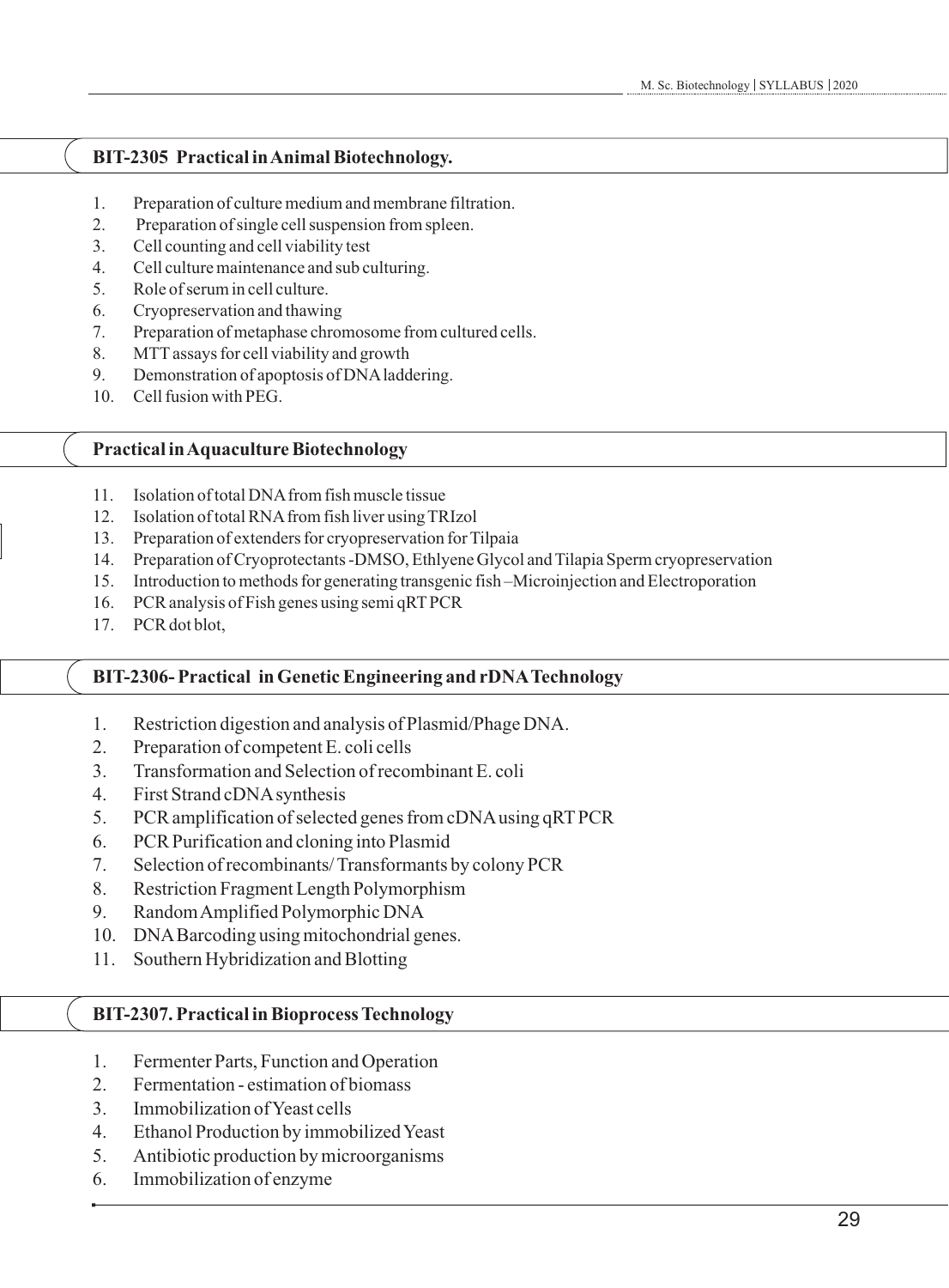## BIT-2305 Practical in Animal Biotechnology.

1. Preparation of culture medium and membrane filtration.
2. Preparation of single cell suspension from spleen.
3. Cell counting and cell viability test
4. Cell culture maintenance and sub culturing.
5. Role of serum in cell culture.
6. Cryopreservation and thawing
7. Preparation of metaphase chromosome from cultured cells.
8. MTT assays for cell viability and growth
9. Demonstration of apoptosis of DNA laddering.
10. Cell fusion with PEG.

## Practical in Aquaculture Biotechnology

11. Isolation of total DNA from fish muscle tissue
12. Isolation of total RNA from fish liver using TRIzol
13. Preparation of extenders for cryopreservation for Tilpaia
14. Preparation of Cryoprotectants -DMSO, Ethlyene Glycol and Tilapia Sperm cryopreservation
15. Introduction to methods for generating transgenic fish –Microinjection and Electroporation
16. PCR analysis of Fish genes using semi qRT PCR
17. PCR dot blot,

## BIT-2306- Practical in Genetic Engineering and rDNA Technology

1. Restriction digestion and analysis of Plasmid/Phage DNA.
2. Preparation of competent E. coli cells
3. Transformation and Selection of recombinant E. coli
4. First Strand cDNA synthesis
5. PCR amplification of selected genes from cDNA using qRT PCR
6. PCR Purification and cloning into Plasmid
7. Selection of recombinants/ Transformants by colony PCR
8. Restriction Fragment Length Polymorphism
9. Random Amplified Polymorphic DNA
10. DNA Barcoding using mitochondrial genes.
11. Southern Hybridization and Blotting

## BIT-2307. Practical in Bioprocess Technology

1. Fermenter Parts, Function and Operation
2. Fermentation - estimation of biomass
3. Immobilization of Yeast cells
4. Ethanol Production by immobilized Yeast
5. Antibiotic production by microorganisms
6. Immobilization of enzyme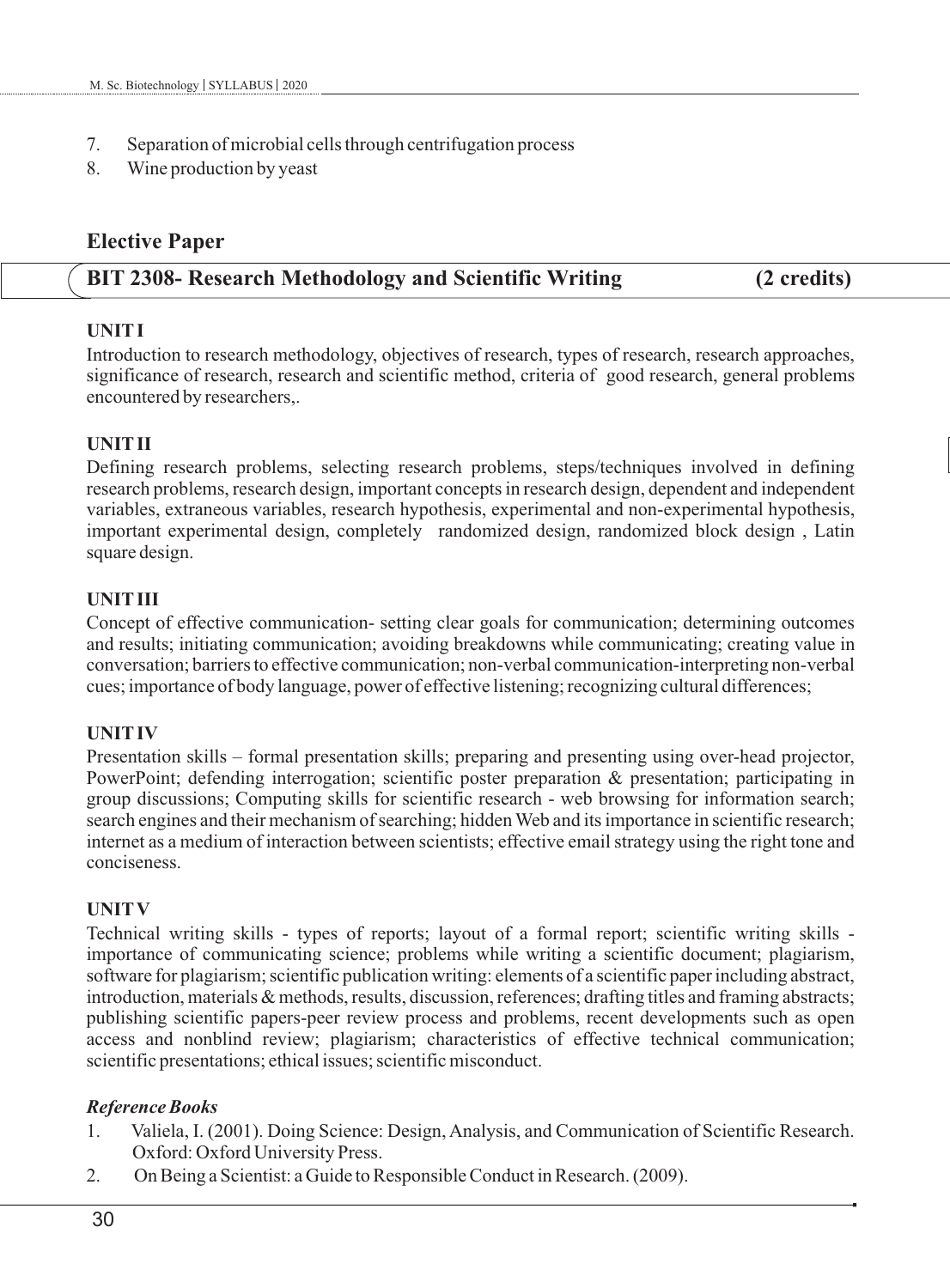7. Separation of microbial cells through centrifugation process
8. Wine production by yeast

## Elective Paper

### BIT 2308- Research Methodology and Scientific Writing (2 credits)

**UNIT I**

Introduction to research methodology, objectives of research, types of research, research approaches, significance of research, research and scientific method, criteria of good research, general problems encountered by researchers,.

**UNIT II**

Defining research problems, selecting research problems, steps/techniques involved in defining research problems, research design, important concepts in research design, dependent and independent variables, extraneous variables, research hypothesis, experimental and non-experimental hypothesis, important experimental design, completely randomized design, randomized block design , Latin square design.

**UNIT III**

Concept of effective communication- setting clear goals for communication; determining outcomes and results; initiating communication; avoiding breakdowns while communicating; creating value in conversation; barriers to effective communication; non-verbal communication-interpreting non-verbal cues; importance of body language, power of effective listening; recognizing cultural differences;

**UNIT IV**

Presentation skills – formal presentation skills; preparing and presenting using over-head projector, PowerPoint; defending interrogation; scientific poster preparation & presentation; participating in group discussions; Computing skills for scientific research - web browsing for information search; search engines and their mechanism of searching; hidden Web and its importance in scientific research; internet as a medium of interaction between scientists; effective email strategy using the right tone and conciseness.

**UNIT V**

Technical writing skills - types of reports; layout of a formal report; scientific writing skills - importance of communicating science; problems while writing a scientific document; plagiarism, software for plagiarism; scientific publication writing: elements of a scientific paper including abstract, introduction, materials & methods, results, discussion, references; drafting titles and framing abstracts; publishing scientific papers-peer review process and problems, recent developments such as open access and nonblind review; plagiarism; characteristics of effective technical communication; scientific presentations; ethical issues; scientific misconduct.

***Reference Books***

1. Valiela, I. (2001). Doing Science: Design, Analysis, and Communication of Scientific Research. Oxford: Oxford University Press.
2. On Being a Scientist: a Guide to Responsible Conduct in Research. (2009).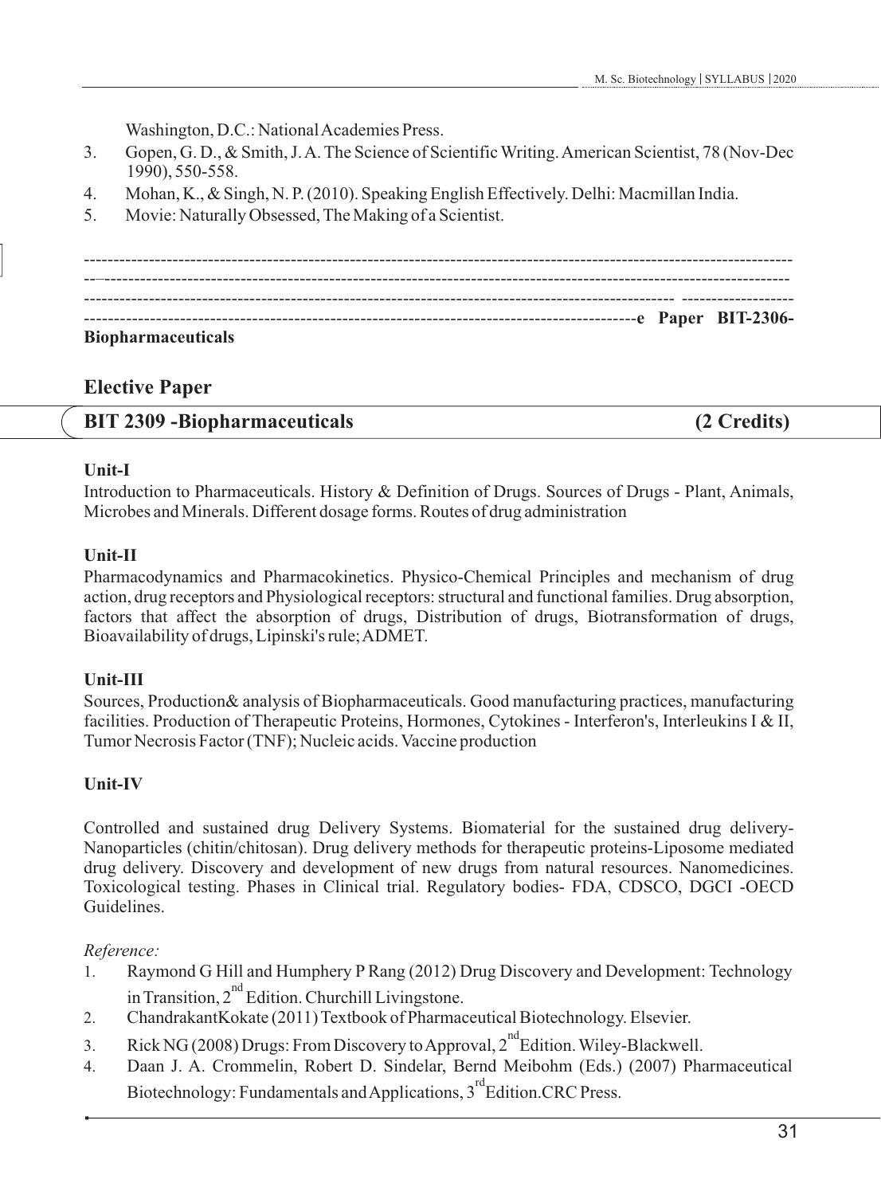Washington, D.C.: National Academies Press.

3. Gopen, G. D., & Smith, J. A. The Science of Scientific Writing. American Scientist, 78 (Nov-Dec 1990), 550-558.
4. Mohan, K., & Singh, N. P. (2010). Speaking English Effectively. Delhi: Macmillan India.
5. Movie: Naturally Obsessed, The Making of a Scientist.

----------------------------------------------------------------------------------------------------------------------
--–-------------------------------------------------------------------------------------------------------------------
------------------------------------------------------------------------------------------------- ------------------
------------------------------------------------------------------------------------------e Paper BIT-2306-
**Biopharmaceuticals**

## Elective Paper

### BIT 2309 -Biopharmaceuticals (2 Credits)

**Unit-I**

Introduction to Pharmaceuticals. History & Definition of Drugs. Sources of Drugs - Plant, Animals, Microbes and Minerals. Different dosage forms. Routes of drug administration

**Unit-II**

Pharmacodynamics and Pharmacokinetics. Physico-Chemical Principles and mechanism of drug action, drug receptors and Physiological receptors: structural and functional families. Drug absorption, factors that affect the absorption of drugs, Distribution of drugs, Biotransformation of drugs, Bioavailability of drugs, Lipinski's rule; ADMET.

**Unit-III**

Sources, Production& analysis of Biopharmaceuticals. Good manufacturing practices, manufacturing facilities. Production of Therapeutic Proteins, Hormones, Cytokines - Interferon's, Interleukins I & II, Tumor Necrosis Factor (TNF); Nucleic acids. Vaccine production

**Unit-IV**

Controlled and sustained drug Delivery Systems. Biomaterial for the sustained drug delivery-Nanoparticles (chitin/chitosan). Drug delivery methods for therapeutic proteins-Liposome mediated drug delivery. Discovery and development of new drugs from natural resources. Nanomedicines. Toxicological testing. Phases in Clinical trial. Regulatory bodies- FDA, CDSCO, DGCI -OECD Guidelines.

*Reference:*

1. Raymond G Hill and Humphery P Rang (2012) Drug Discovery and Development: Technology in Transition, 2nd Edition. Churchill Livingstone.
2. ChandrakantKokate (2011) Textbook of Pharmaceutical Biotechnology. Elsevier.
3. Rick NG (2008) Drugs: From Discovery to Approval, 2ndEdition. Wiley-Blackwell.
4. Daan J. A. Crommelin, Robert D. Sindelar, Bernd Meibohm (Eds.) (2007) Pharmaceutical Biotechnology: Fundamentals and Applications, 3rdEdition.CRC Press.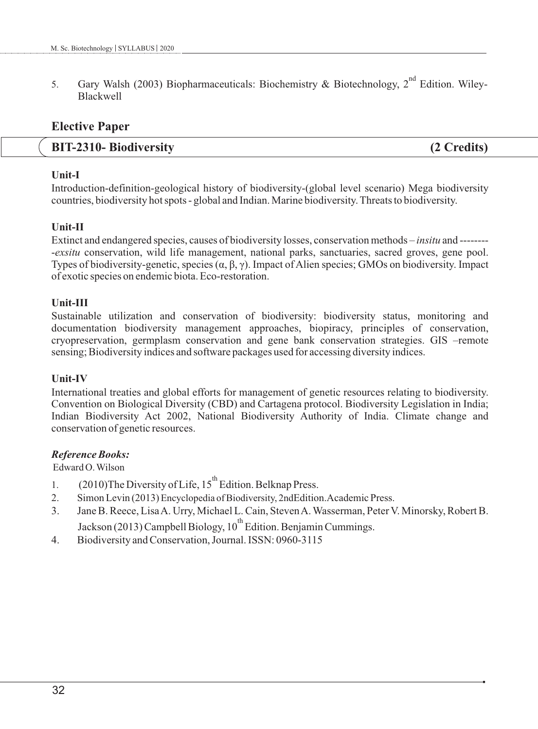5. Gary Walsh (2003) Biopharmaceuticals: Biochemistry & Biotechnology, 2nd Edition. Wiley-Blackwell

## Elective Paper

## BIT-2310- Biodiversity (2 Credits)

**Unit-I**

Introduction-definition-geological history of biodiversity-(global level scenario) Mega biodiversity countries, biodiversity hot spots - global and Indian. Marine biodiversity. Threats to biodiversity.

**Unit-II**

Extinct and endangered species, causes of biodiversity losses, conservation methods – *insitu* and ---------*exsitu* conservation, wild life management, national parks, sanctuaries, sacred groves, gene pool. Types of biodiversity-genetic, species (α, β, γ). Impact of Alien species; GMOs on biodiversity. Impact of exotic species on endemic biota. Eco-restoration.

**Unit-III**

Sustainable utilization and conservation of biodiversity: biodiversity status, monitoring and documentation biodiversity management approaches, biopiracy, principles of conservation, cryopreservation, germplasm conservation and gene bank conservation strategies. GIS –remote sensing; Biodiversity indices and software packages used for accessing diversity indices.

**Unit-IV**

International treaties and global efforts for management of genetic resources relating to biodiversity. Convention on Biological Diversity (CBD) and Cartagena protocol. Biodiversity Legislation in India; Indian Biodiversity Act 2002, National Biodiversity Authority of India. Climate change and conservation of genetic resources.

***Reference Books:***

Edward O. Wilson

1. (2010)The Diversity of Life, 15th Edition. Belknap Press.
2. Simon Levin (2013) Encyclopedia of Biodiversity, 2ndEdition.Academic Press.
3. Jane B. Reece, Lisa A. Urry, Michael L. Cain, Steven A. Wasserman, Peter V. Minorsky, Robert B. Jackson (2013) Campbell Biology, 10th Edition. Benjamin Cummings.
4. Biodiversity and Conservation, Journal. ISSN: 0960-3115